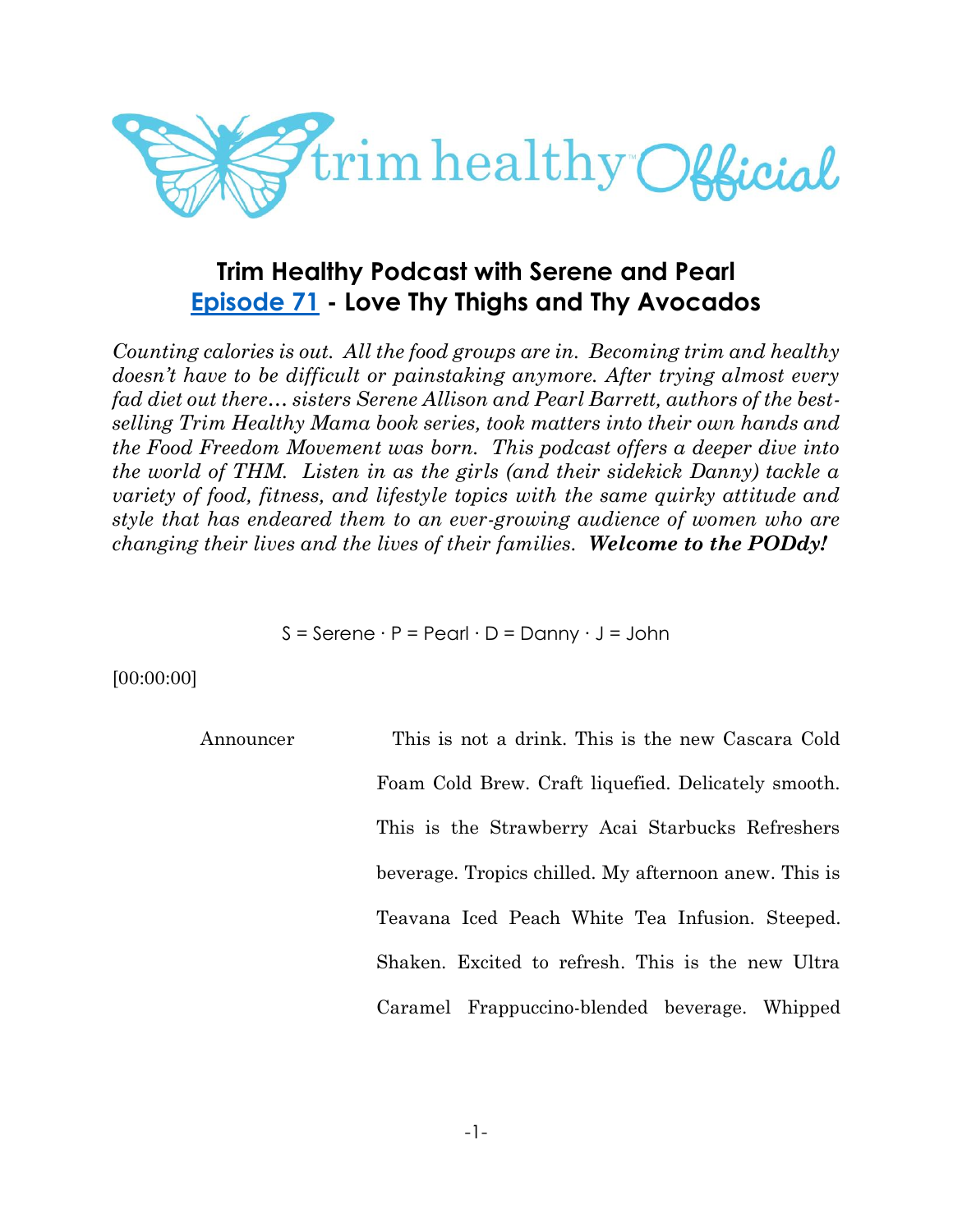# Trim Healthy Podcast with Serene and Pearl
## Episode 71 - Love Thy Thighs and Thy Avocados

*Counting calories is out. All the food groups are in. Becoming trim and healthy doesn't have to be difficult or painstaking anymore. After trying almost every fad diet out there… sisters Serene Allison and Pearl Barrett, authors of the best-selling Trim Healthy Mama book series, took matters into their own hands and the Food Freedom Movement was born. This podcast offers a deeper dive into the world of THM. Listen in as the girls (and their sidekick Danny) tackle a variety of food, fitness, and lifestyle topics with the same quirky attitude and style that has endeared them to an ever-growing audience of women who are changing their lives and the lives of their families.* ***Welcome to the PODdy!***

S = Serene · P = Pearl · D = Danny · J = John

[00:00:00]

Announcer: This is not a drink. This is the new Cascara Cold Foam Cold Brew. Craft liquefied. Delicately smooth. This is the Strawberry Acai Starbucks Refreshers beverage. Tropics chilled. My afternoon anew. This is Teavana Iced Peach White Tea Infusion. Steeped. Shaken. Excited to refresh. This is the new Ultra Caramel Frappuccino-blended beverage. Whipped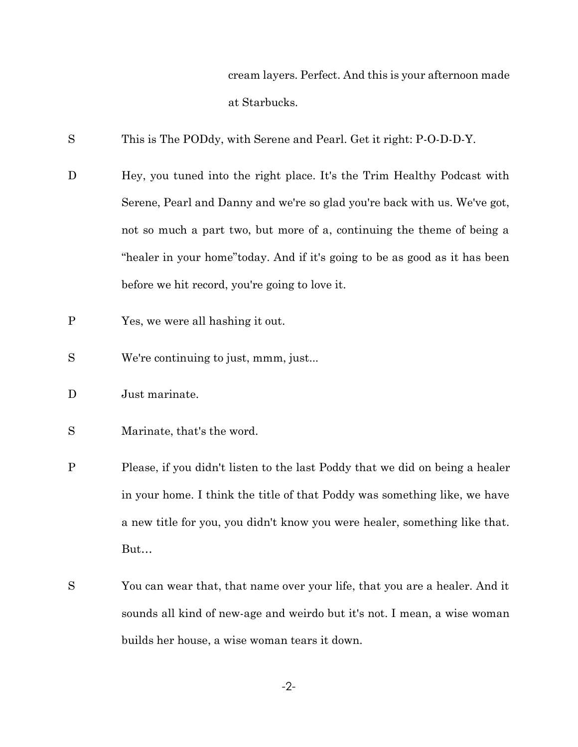cream layers. Perfect. And this is your afternoon made at Starbucks.

S This is The PODdy, with Serene and Pearl. Get it right: P-O-D-D-Y.

D Hey, you tuned into the right place. It's the Trim Healthy Podcast with Serene, Pearl and Danny and we're so glad you're back with us. We've got, not so much a part two, but more of a, continuing the theme of being a "healer in your home"today. And if it's going to be as good as it has been before we hit record, you're going to love it.

P Yes, we were all hashing it out.

S We're continuing to just, mmm, just...

D Just marinate.

S Marinate, that's the word.

P Please, if you didn't listen to the last Poddy that we did on being a healer in your home. I think the title of that Poddy was something like, we have a new title for you, you didn't know you were healer, something like that. But…

S You can wear that, that name over your life, that you are a healer. And it sounds all kind of new-age and weirdo but it's not. I mean, a wise woman builds her house, a wise woman tears it down.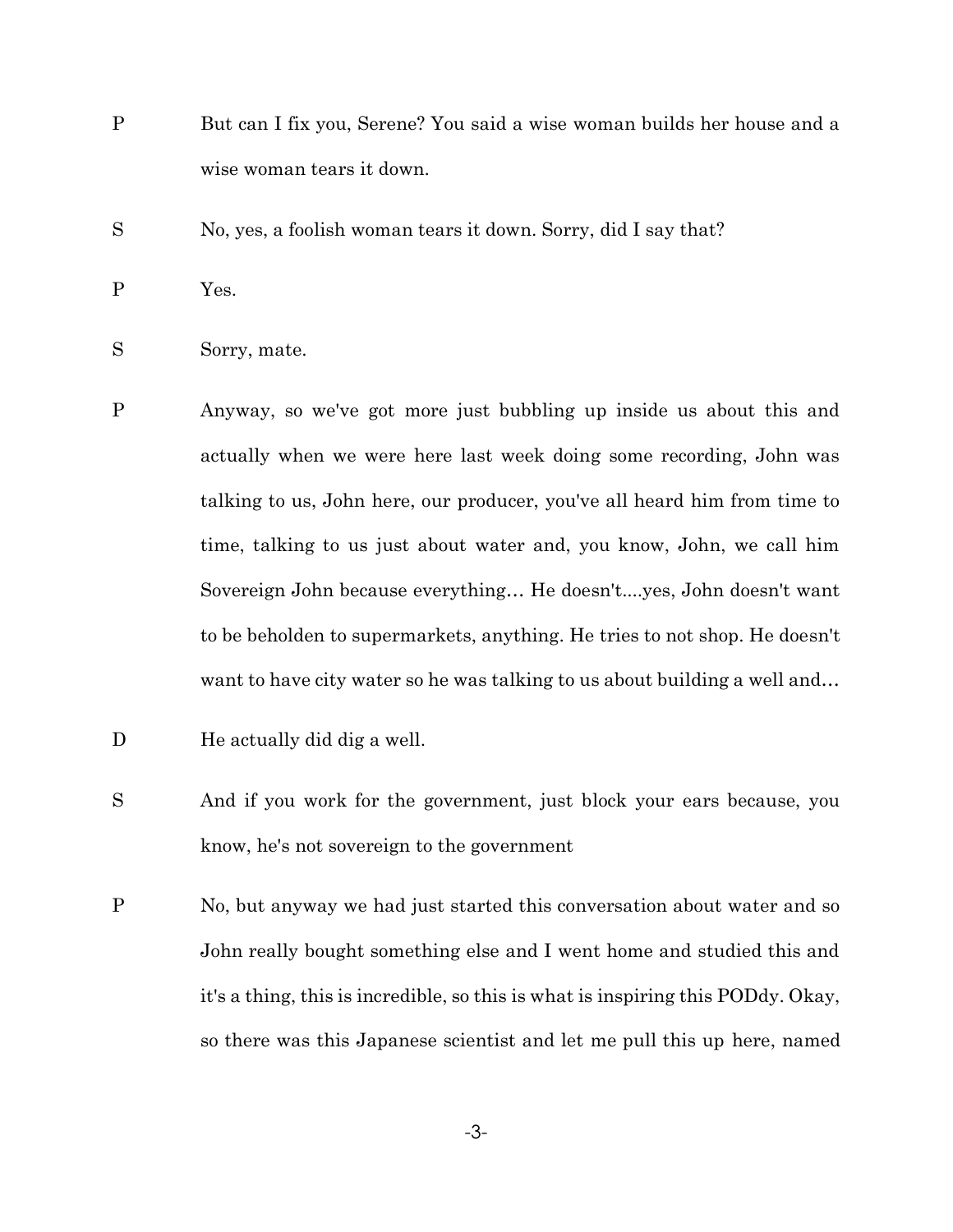P But can I fix you, Serene? You said a wise woman builds her house and a wise woman tears it down.

S No, yes, a foolish woman tears it down. Sorry, did I say that?

P Yes.

S Sorry, mate.

P Anyway, so we've got more just bubbling up inside us about this and actually when we were here last week doing some recording, John was talking to us, John here, our producer, you've all heard him from time to time, talking to us just about water and, you know, John, we call him Sovereign John because everything… He doesn't....yes, John doesn't want to be beholden to supermarkets, anything. He tries to not shop. He doesn't want to have city water so he was talking to us about building a well and…

D He actually did dig a well.

S And if you work for the government, just block your ears because, you know, he's not sovereign to the government

P No, but anyway we had just started this conversation about water and so John really bought something else and I went home and studied this and it's a thing, this is incredible, so this is what is inspiring this PODdy. Okay, so there was this Japanese scientist and let me pull this up here, named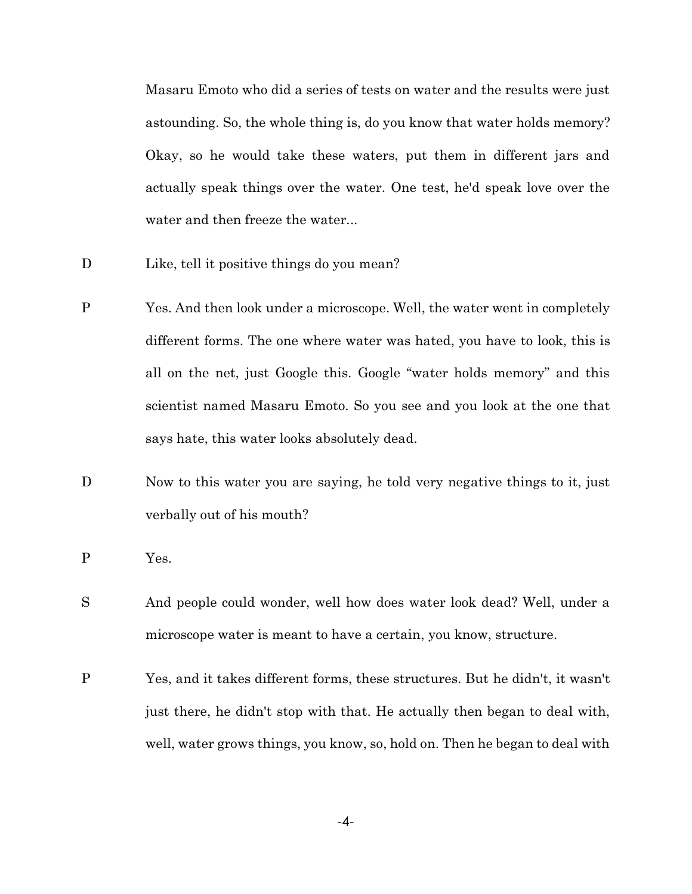Masaru Emoto who did a series of tests on water and the results were just astounding. So, the whole thing is, do you know that water holds memory? Okay, so he would take these waters, put them in different jars and actually speak things over the water. One test, he'd speak love over the water and then freeze the water...

D Like, tell it positive things do you mean?

P Yes. And then look under a microscope. Well, the water went in completely different forms. The one where water was hated, you have to look, this is all on the net, just Google this. Google "water holds memory" and this scientist named Masaru Emoto. So you see and you look at the one that says hate, this water looks absolutely dead.

D Now to this water you are saying, he told very negative things to it, just verbally out of his mouth?

P Yes.

S And people could wonder, well how does water look dead? Well, under a microscope water is meant to have a certain, you know, structure.

P Yes, and it takes different forms, these structures. But he didn't, it wasn't just there, he didn't stop with that. He actually then began to deal with, well, water grows things, you know, so, hold on. Then he began to deal with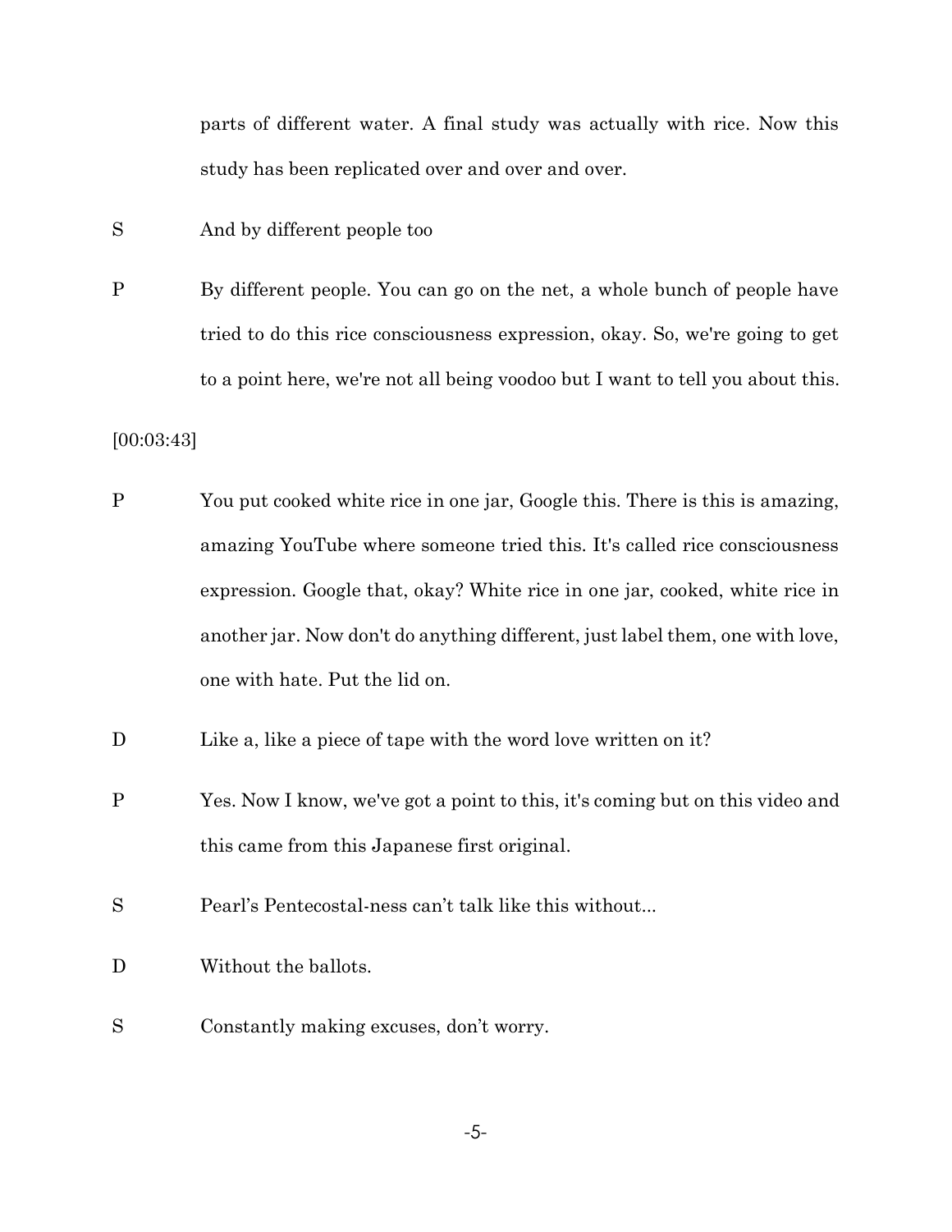parts of different water. A final study was actually with rice. Now this study has been replicated over and over and over.

S And by different people too

P By different people. You can go on the net, a whole bunch of people have tried to do this rice consciousness expression, okay. So, we're going to get to a point here, we're not all being voodoo but I want to tell you about this.

[00:03:43]

P You put cooked white rice in one jar, Google this. There is this is amazing, amazing YouTube where someone tried this. It's called rice consciousness expression. Google that, okay? White rice in one jar, cooked, white rice in another jar. Now don't do anything different, just label them, one with love, one with hate. Put the lid on.

D Like a, like a piece of tape with the word love written on it?

P Yes. Now I know, we've got a point to this, it's coming but on this video and this came from this Japanese first original.

S Pearl's Pentecostal-ness can't talk like this without...

D Without the ballots.

S Constantly making excuses, don't worry.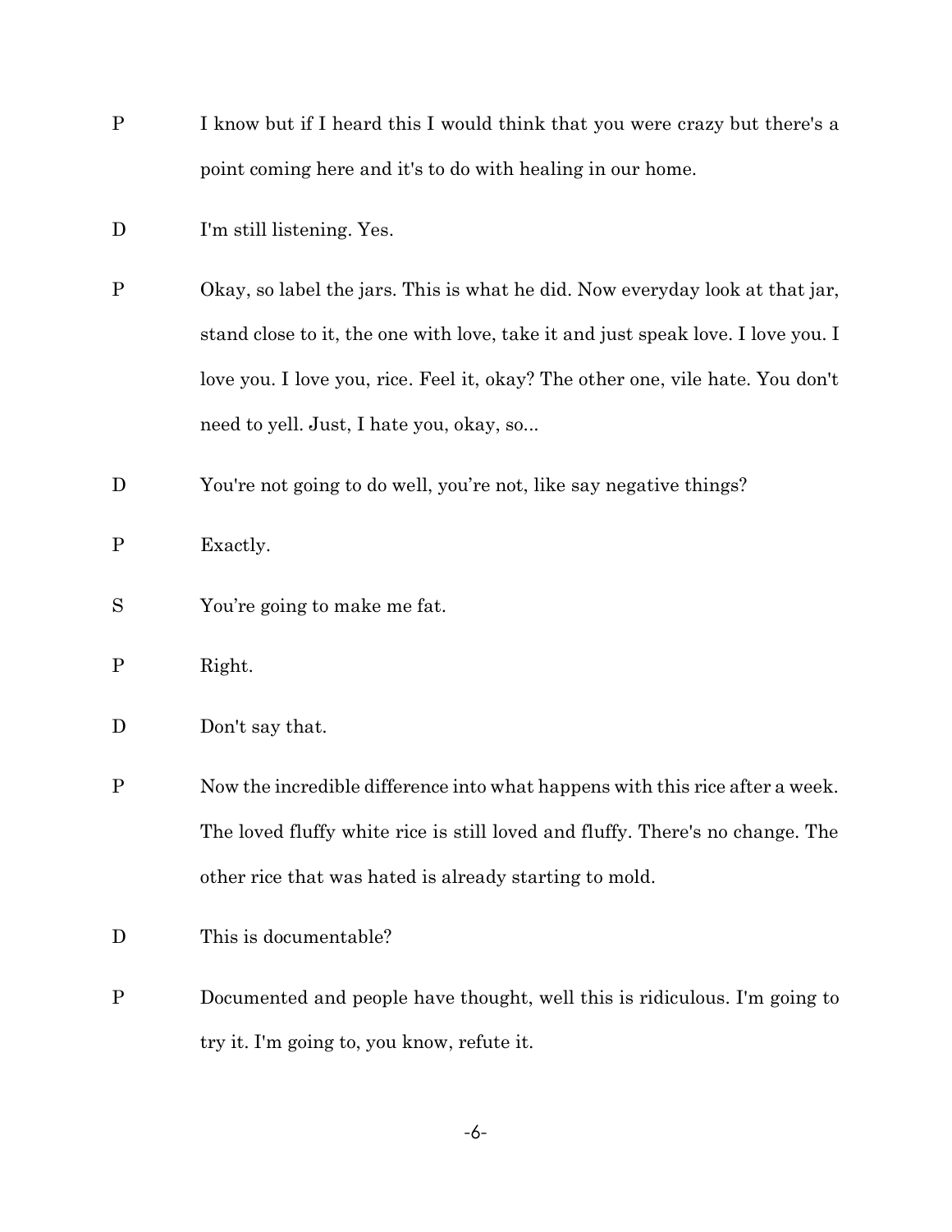P I know but if I heard this I would think that you were crazy but there's a point coming here and it's to do with healing in our home.

D I'm still listening. Yes.

P Okay, so label the jars. This is what he did. Now everyday look at that jar, stand close to it, the one with love, take it and just speak love. I love you. I love you. I love you, rice. Feel it, okay? The other one, vile hate. You don't need to yell. Just, I hate you, okay, so...

D You're not going to do well, you're not, like say negative things?

P Exactly.

S You're going to make me fat.

P Right.

D Don't say that.

P Now the incredible difference into what happens with this rice after a week. The loved fluffy white rice is still loved and fluffy. There's no change. The other rice that was hated is already starting to mold.

D This is documentable?

P Documented and people have thought, well this is ridiculous. I'm going to try it. I'm going to, you know, refute it.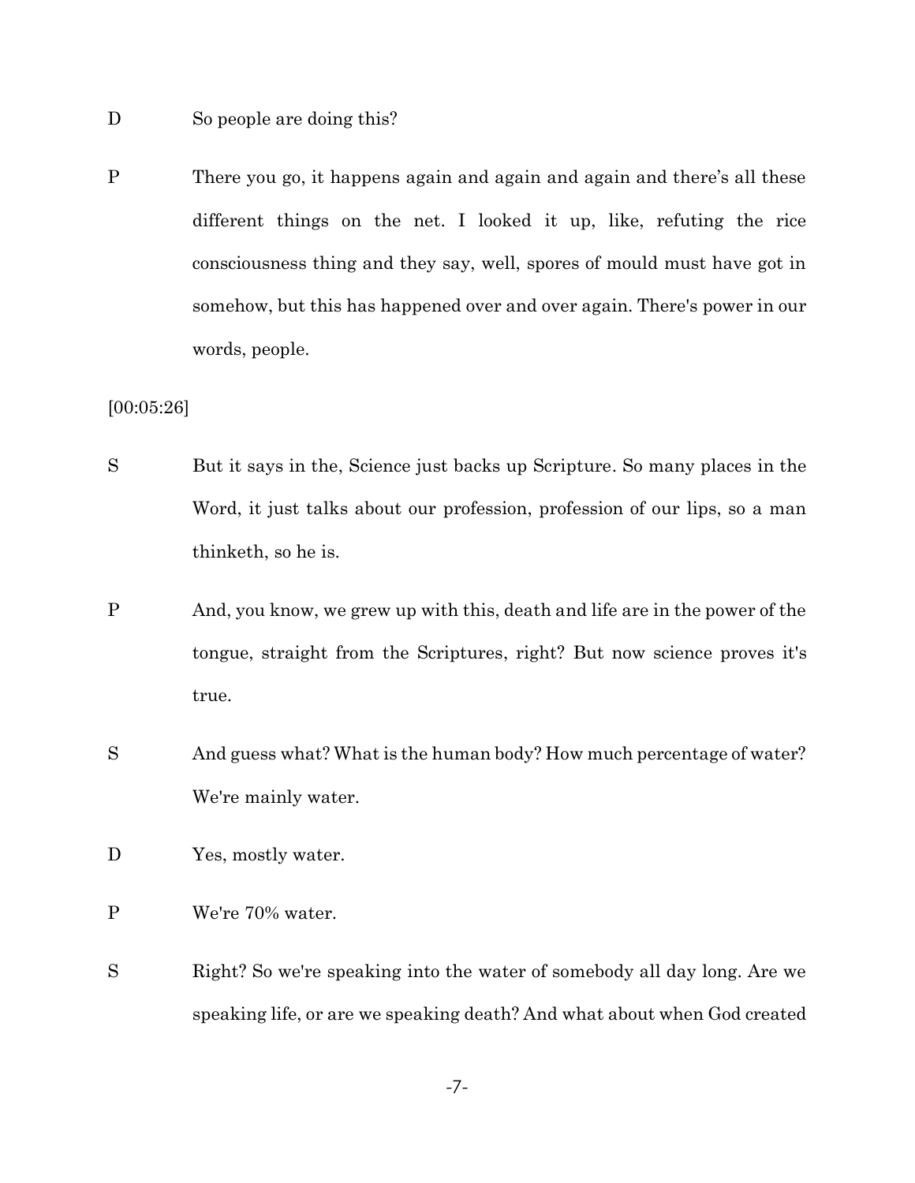D So people are doing this?

P There you go, it happens again and again and again and there's all these different things on the net. I looked it up, like, refuting the rice consciousness thing and they say, well, spores of mould must have got in somehow, but this has happened over and over again. There's power in our words, people.

[00:05:26]

S But it says in the, Science just backs up Scripture. So many places in the Word, it just talks about our profession, profession of our lips, so a man thinketh, so he is.

P And, you know, we grew up with this, death and life are in the power of the tongue, straight from the Scriptures, right? But now science proves it's true.

S And guess what? What is the human body? How much percentage of water? We're mainly water.

D Yes, mostly water.

P We're 70% water.

S Right? So we're speaking into the water of somebody all day long. Are we speaking life, or are we speaking death? And what about when God created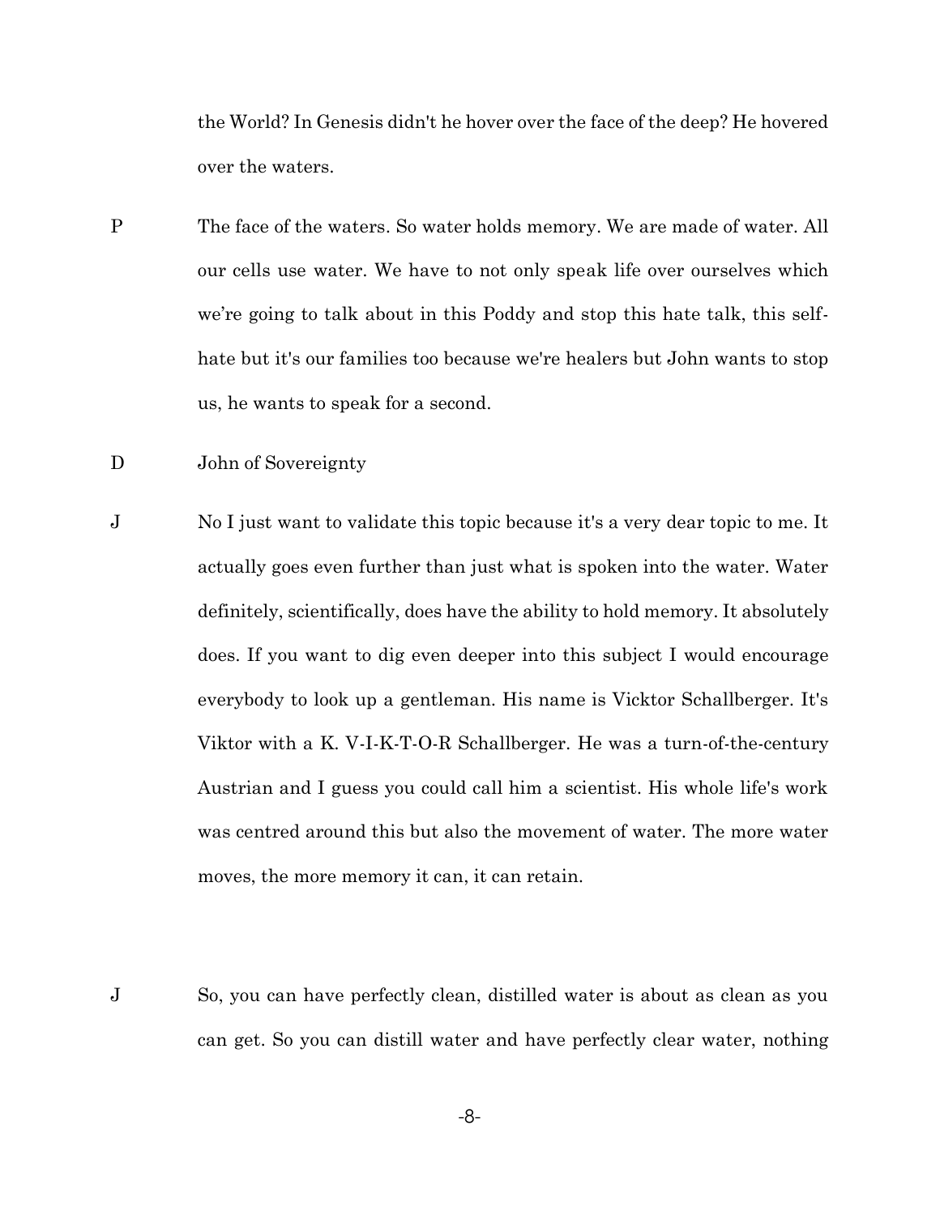the World? In Genesis didn't he hover over the face of the deep? He hovered over the waters.

P The face of the waters. So water holds memory. We are made of water. All our cells use water. We have to not only speak life over ourselves which we're going to talk about in this Poddy and stop this hate talk, this self-hate but it's our families too because we're healers but John wants to stop us, he wants to speak for a second.

D John of Sovereignty

J No I just want to validate this topic because it's a very dear topic to me. It actually goes even further than just what is spoken into the water. Water definitely, scientifically, does have the ability to hold memory. It absolutely does. If you want to dig even deeper into this subject I would encourage everybody to look up a gentleman. His name is Vicktor Schallberger. It's Viktor with a K. V-I-K-T-O-R Schallberger. He was a turn-of-the-century Austrian and I guess you could call him a scientist. His whole life's work was centred around this but also the movement of water. The more water moves, the more memory it can, it can retain.

J So, you can have perfectly clean, distilled water is about as clean as you can get. So you can distill water and have perfectly clear water, nothing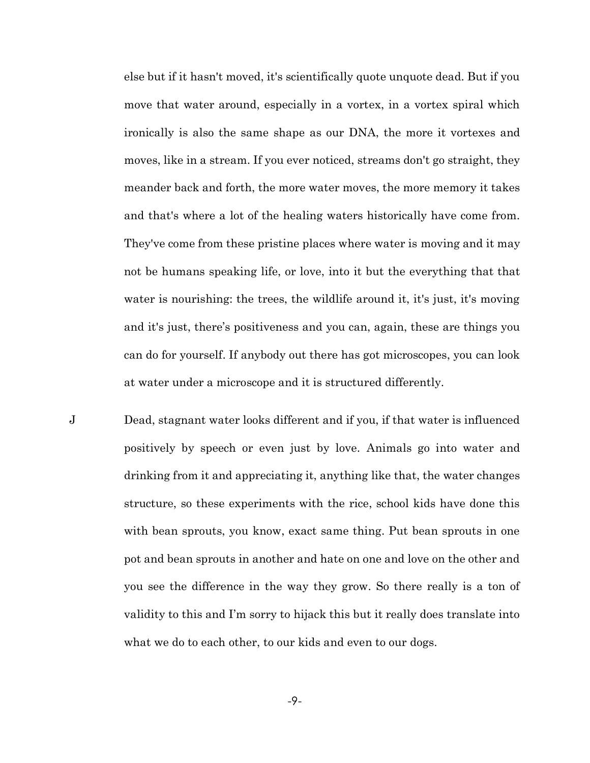else but if it hasn't moved, it's scientifically quote unquote dead. But if you move that water around, especially in a vortex, in a vortex spiral which ironically is also the same shape as our DNA, the more it vortexes and moves, like in a stream. If you ever noticed, streams don't go straight, they meander back and forth, the more water moves, the more memory it takes and that's where a lot of the healing waters historically have come from. They've come from these pristine places where water is moving and it may not be humans speaking life, or love, into it but the everything that that water is nourishing: the trees, the wildlife around it, it's just, it's moving and it's just, there's positiveness and you can, again, these are things you can do for yourself. If anybody out there has got microscopes, you can look at water under a microscope and it is structured differently.

J	Dead, stagnant water looks different and if you, if that water is influenced positively by speech or even just by love. Animals go into water and drinking from it and appreciating it, anything like that, the water changes structure, so these experiments with the rice, school kids have done this with bean sprouts, you know, exact same thing. Put bean sprouts in one pot and bean sprouts in another and hate on one and love on the other and you see the difference in the way they grow. So there really is a ton of validity to this and I'm sorry to hijack this but it really does translate into what we do to each other, to our kids and even to our dogs.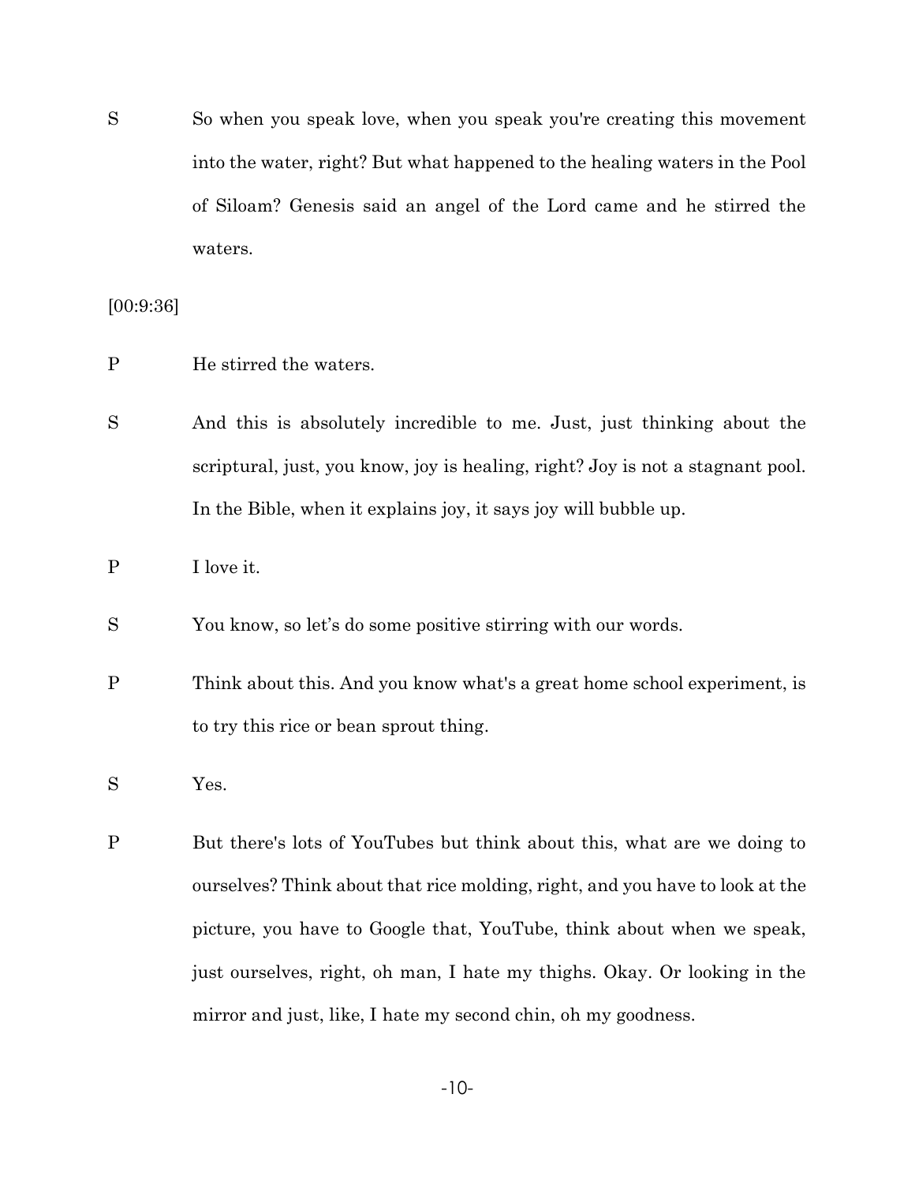S So when you speak love, when you speak you're creating this movement into the water, right? But what happened to the healing waters in the Pool of Siloam? Genesis said an angel of the Lord came and he stirred the waters.

[00:9:36]

P He stirred the waters.

S And this is absolutely incredible to me. Just, just thinking about the scriptural, just, you know, joy is healing, right? Joy is not a stagnant pool. In the Bible, when it explains joy, it says joy will bubble up.

P I love it.

S You know, so let's do some positive stirring with our words.

P Think about this. And you know what's a great home school experiment, is to try this rice or bean sprout thing.

S Yes.

P But there's lots of YouTubes but think about this, what are we doing to ourselves? Think about that rice molding, right, and you have to look at the picture, you have to Google that, YouTube, think about when we speak, just ourselves, right, oh man, I hate my thighs. Okay. Or looking in the mirror and just, like, I hate my second chin, oh my goodness.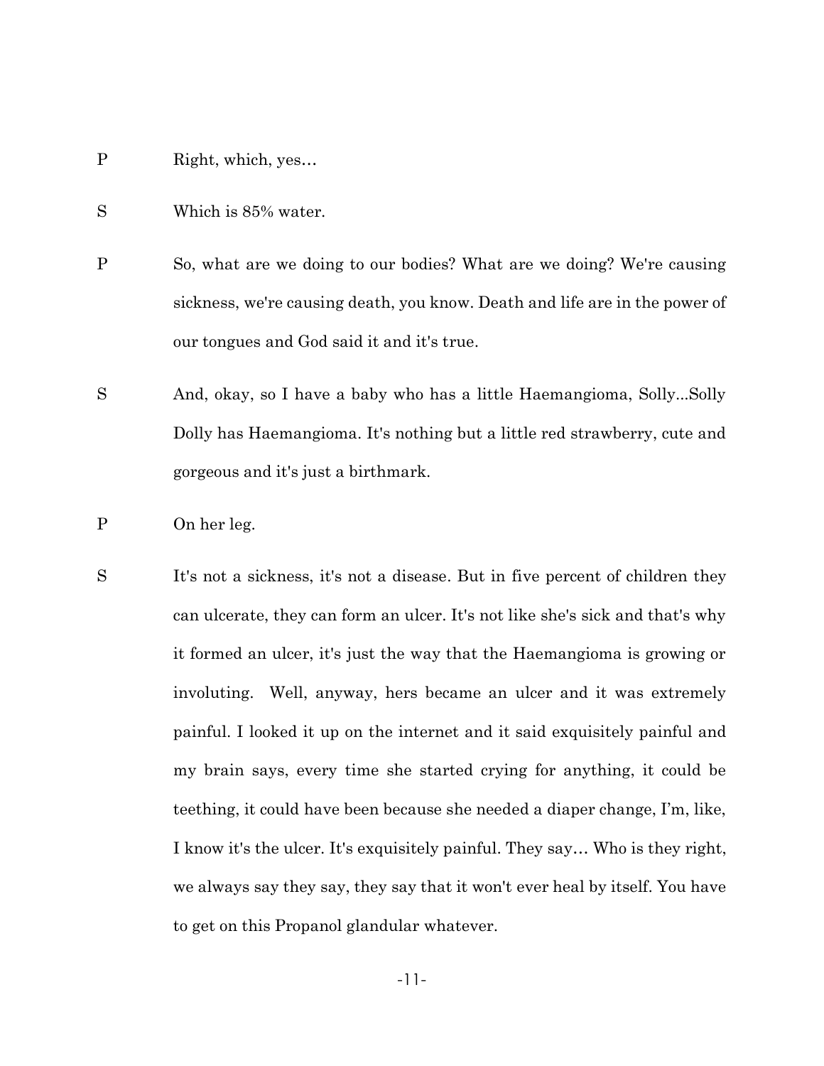P Right, which, yes…

S Which is 85% water.

P So, what are we doing to our bodies? What are we doing? We're causing sickness, we're causing death, you know. Death and life are in the power of our tongues and God said it and it's true.

S And, okay, so I have a baby who has a little Haemangioma, Solly...Solly Dolly has Haemangioma. It's nothing but a little red strawberry, cute and gorgeous and it's just a birthmark.

P On her leg.

S It's not a sickness, it's not a disease. But in five percent of children they can ulcerate, they can form an ulcer. It's not like she's sick and that's why it formed an ulcer, it's just the way that the Haemangioma is growing or involuting. Well, anyway, hers became an ulcer and it was extremely painful. I looked it up on the internet and it said exquisitely painful and my brain says, every time she started crying for anything, it could be teething, it could have been because she needed a diaper change, I'm, like, I know it's the ulcer. It's exquisitely painful. They say… Who is they right, we always say they say, they say that it won't ever heal by itself. You have to get on this Propanol glandular whatever.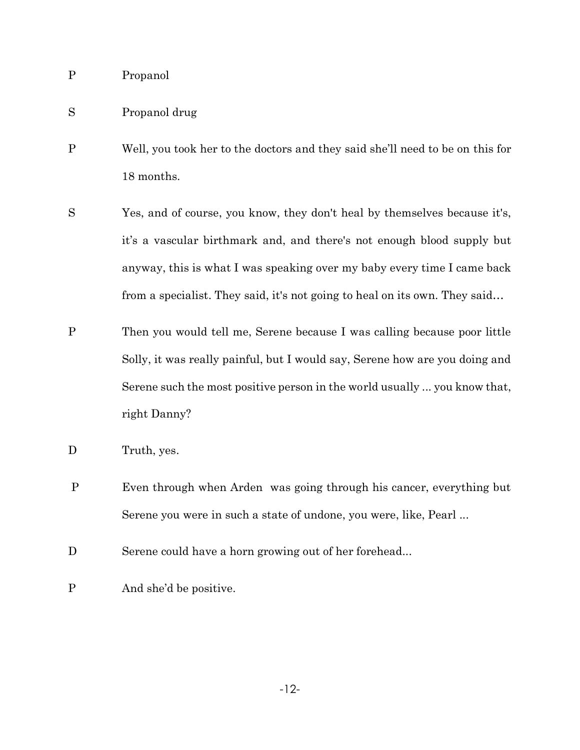P Propanol

S Propanol drug

P Well, you took her to the doctors and they said she'll need to be on this for 18 months.

S Yes, and of course, you know, they don't heal by themselves because it's, it's a vascular birthmark and, and there's not enough blood supply but anyway, this is what I was speaking over my baby every time I came back from a specialist. They said, it's not going to heal on its own. They said…

P Then you would tell me, Serene because I was calling because poor little Solly, it was really painful, but I would say, Serene how are you doing and Serene such the most positive person in the world usually ... you know that, right Danny?

D Truth, yes.

P Even through when Arden was going through his cancer, everything but Serene you were in such a state of undone, you were, like, Pearl ...

D Serene could have a horn growing out of her forehead...

P And she'd be positive.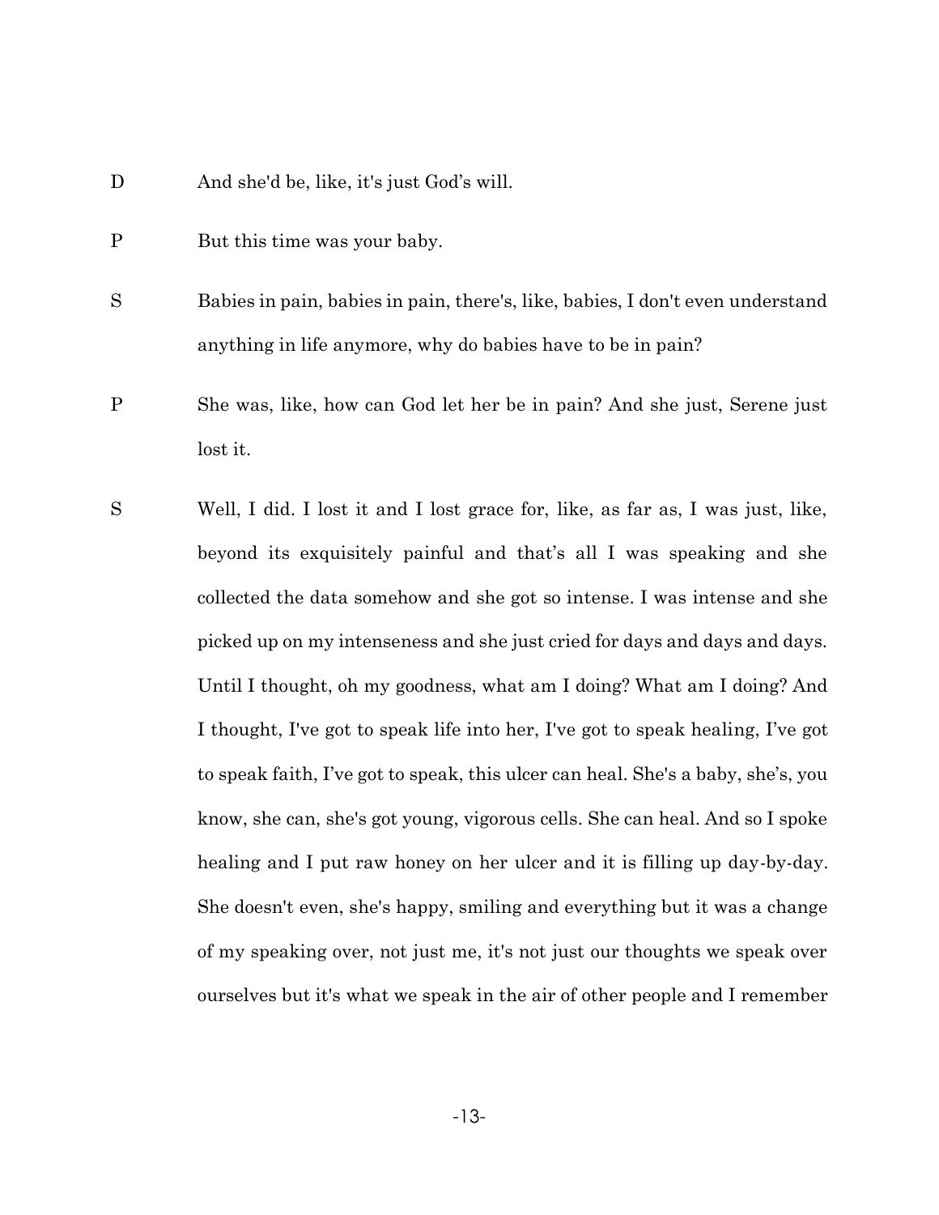D And she'd be, like, it's just God's will.

P But this time was your baby.

S Babies in pain, babies in pain, there's, like, babies, I don't even understand anything in life anymore, why do babies have to be in pain?

P She was, like, how can God let her be in pain? And she just, Serene just lost it.

S Well, I did. I lost it and I lost grace for, like, as far as, I was just, like, beyond its exquisitely painful and that's all I was speaking and she collected the data somehow and she got so intense. I was intense and she picked up on my intenseness and she just cried for days and days and days. Until I thought, oh my goodness, what am I doing? What am I doing? And I thought, I've got to speak life into her, I've got to speak healing, I've got to speak faith, I've got to speak, this ulcer can heal. She's a baby, she's, you know, she can, she's got young, vigorous cells. She can heal. And so I spoke healing and I put raw honey on her ulcer and it is filling up day-by-day. She doesn't even, she's happy, smiling and everything but it was a change of my speaking over, not just me, it's not just our thoughts we speak over ourselves but it's what we speak in the air of other people and I remember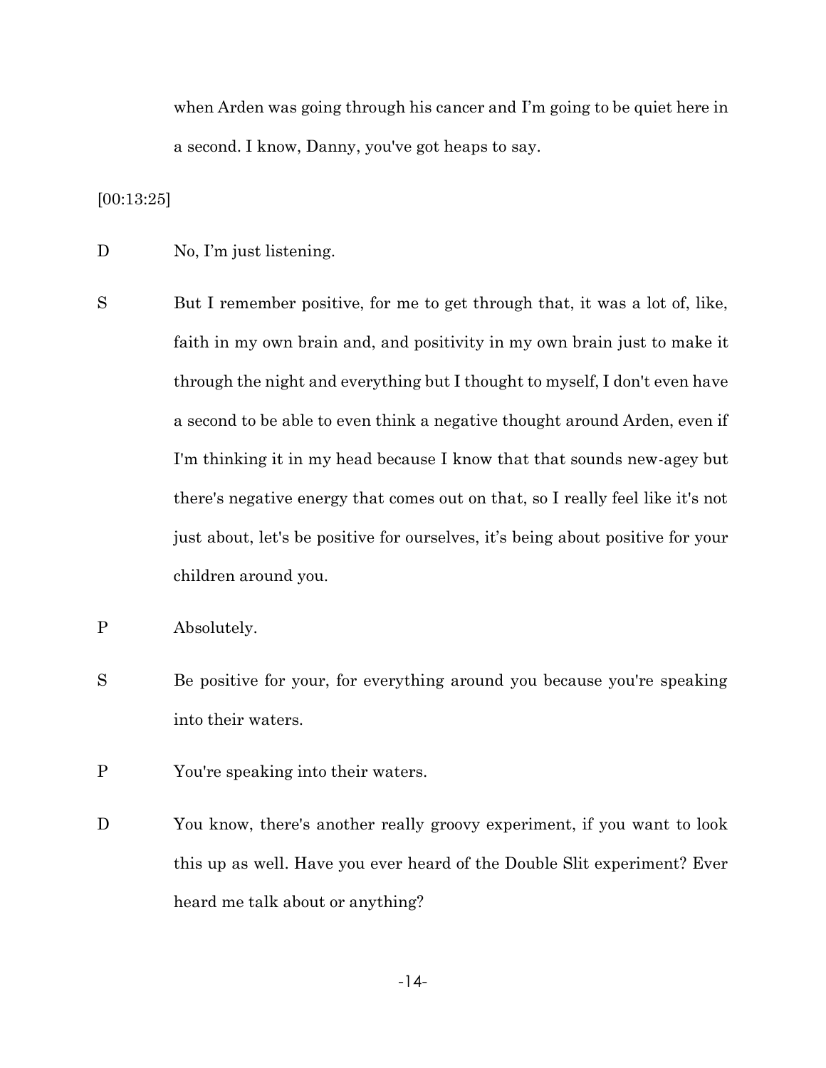when Arden was going through his cancer and I'm going to be quiet here in a second. I know, Danny, you've got heaps to say.

[00:13:25]

D No, I'm just listening.

S But I remember positive, for me to get through that, it was a lot of, like, faith in my own brain and, and positivity in my own brain just to make it through the night and everything but I thought to myself, I don't even have a second to be able to even think a negative thought around Arden, even if I'm thinking it in my head because I know that that sounds new-agey but there's negative energy that comes out on that, so I really feel like it's not just about, let's be positive for ourselves, it's being about positive for your children around you.

P Absolutely.

S Be positive for your, for everything around you because you're speaking into their waters.

P You're speaking into their waters.

D You know, there's another really groovy experiment, if you want to look this up as well. Have you ever heard of the Double Slit experiment? Ever heard me talk about or anything?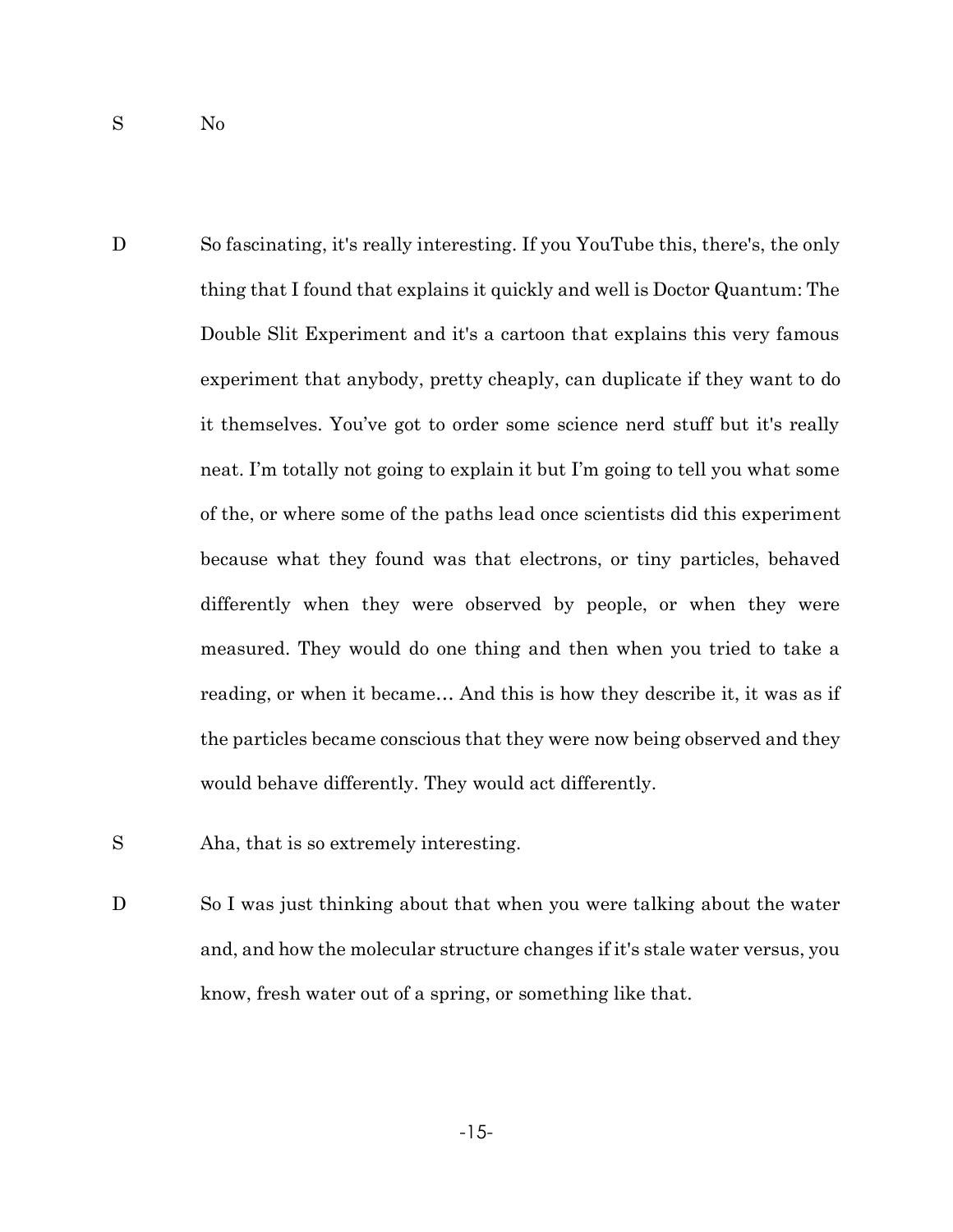S No

D So fascinating, it's really interesting. If you YouTube this, there's, the only thing that I found that explains it quickly and well is Doctor Quantum: The Double Slit Experiment and it's a cartoon that explains this very famous experiment that anybody, pretty cheaply, can duplicate if they want to do it themselves. You've got to order some science nerd stuff but it's really neat. I'm totally not going to explain it but I'm going to tell you what some of the, or where some of the paths lead once scientists did this experiment because what they found was that electrons, or tiny particles, behaved differently when they were observed by people, or when they were measured. They would do one thing and then when you tried to take a reading, or when it became… And this is how they describe it, it was as if the particles became conscious that they were now being observed and they would behave differently. They would act differently.

S Aha, that is so extremely interesting.

D So I was just thinking about that when you were talking about the water and, and how the molecular structure changes if it's stale water versus, you know, fresh water out of a spring, or something like that.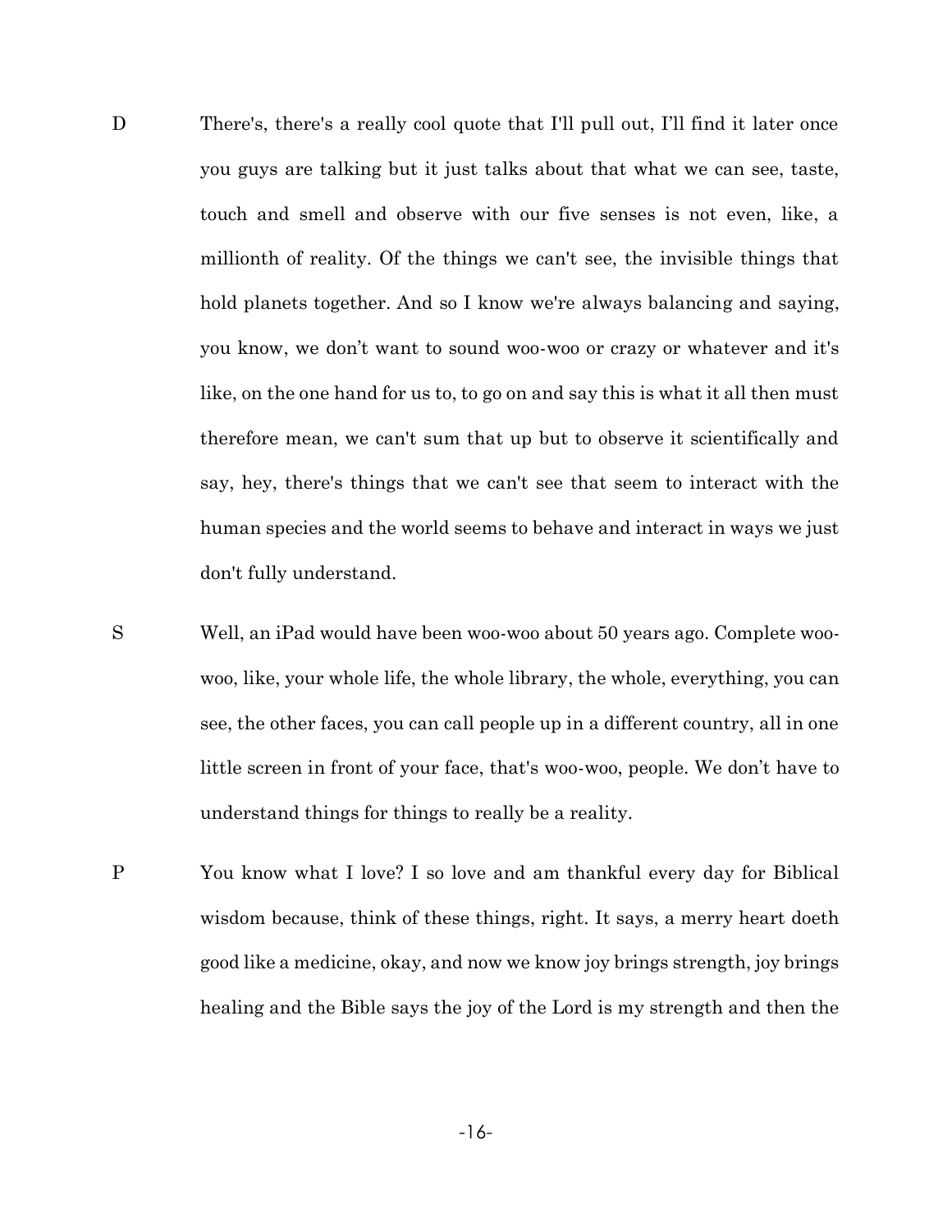D There's, there's a really cool quote that I'll pull out, I'll find it later once you guys are talking but it just talks about that what we can see, taste, touch and smell and observe with our five senses is not even, like, a millionth of reality. Of the things we can't see, the invisible things that hold planets together. And so I know we're always balancing and saying, you know, we don't want to sound woo-woo or crazy or whatever and it's like, on the one hand for us to, to go on and say this is what it all then must therefore mean, we can't sum that up but to observe it scientifically and say, hey, there's things that we can't see that seem to interact with the human species and the world seems to behave and interact in ways we just don't fully understand.

S Well, an iPad would have been woo-woo about 50 years ago. Complete woo-woo, like, your whole life, the whole library, the whole, everything, you can see, the other faces, you can call people up in a different country, all in one little screen in front of your face, that's woo-woo, people. We don't have to understand things for things to really be a reality.

P You know what I love? I so love and am thankful every day for Biblical wisdom because, think of these things, right. It says, a merry heart doeth good like a medicine, okay, and now we know joy brings strength, joy brings healing and the Bible says the joy of the Lord is my strength and then the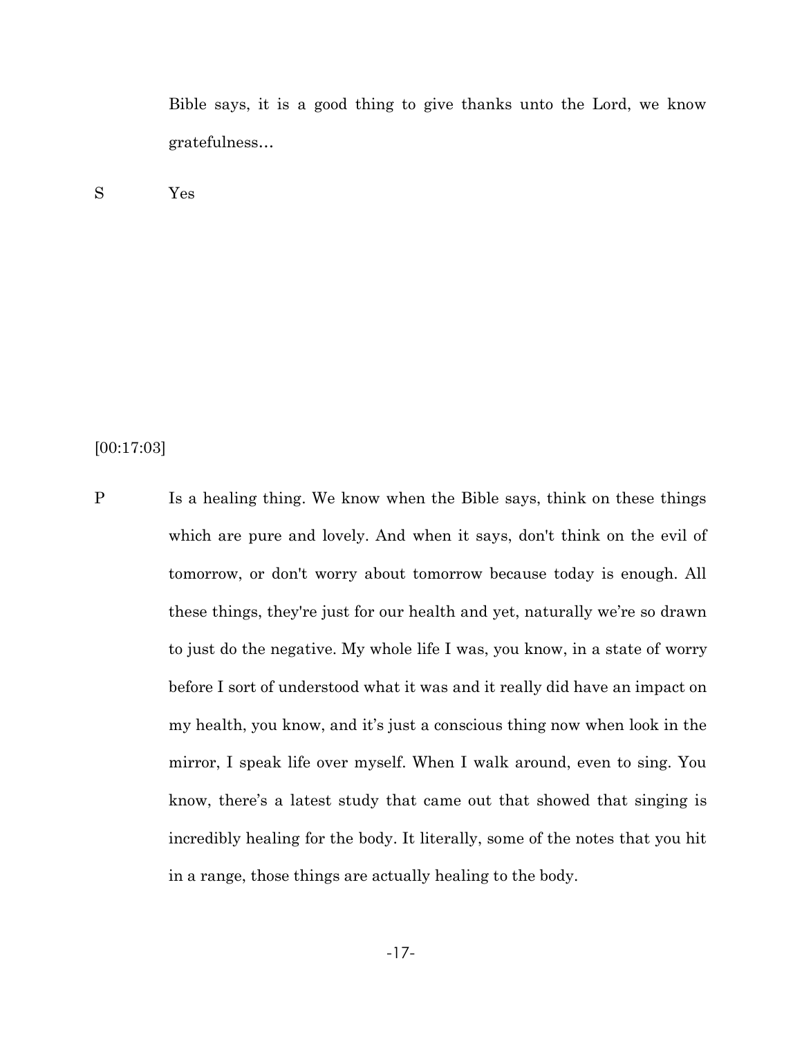Bible says, it is a good thing to give thanks unto the Lord, we know gratefulness…

S Yes

[00:17:03]

P Is a healing thing. We know when the Bible says, think on these things which are pure and lovely. And when it says, don't think on the evil of tomorrow, or don't worry about tomorrow because today is enough. All these things, they're just for our health and yet, naturally we're so drawn to just do the negative. My whole life I was, you know, in a state of worry before I sort of understood what it was and it really did have an impact on my health, you know, and it's just a conscious thing now when look in the mirror, I speak life over myself. When I walk around, even to sing. You know, there's a latest study that came out that showed that singing is incredibly healing for the body. It literally, some of the notes that you hit in a range, those things are actually healing to the body.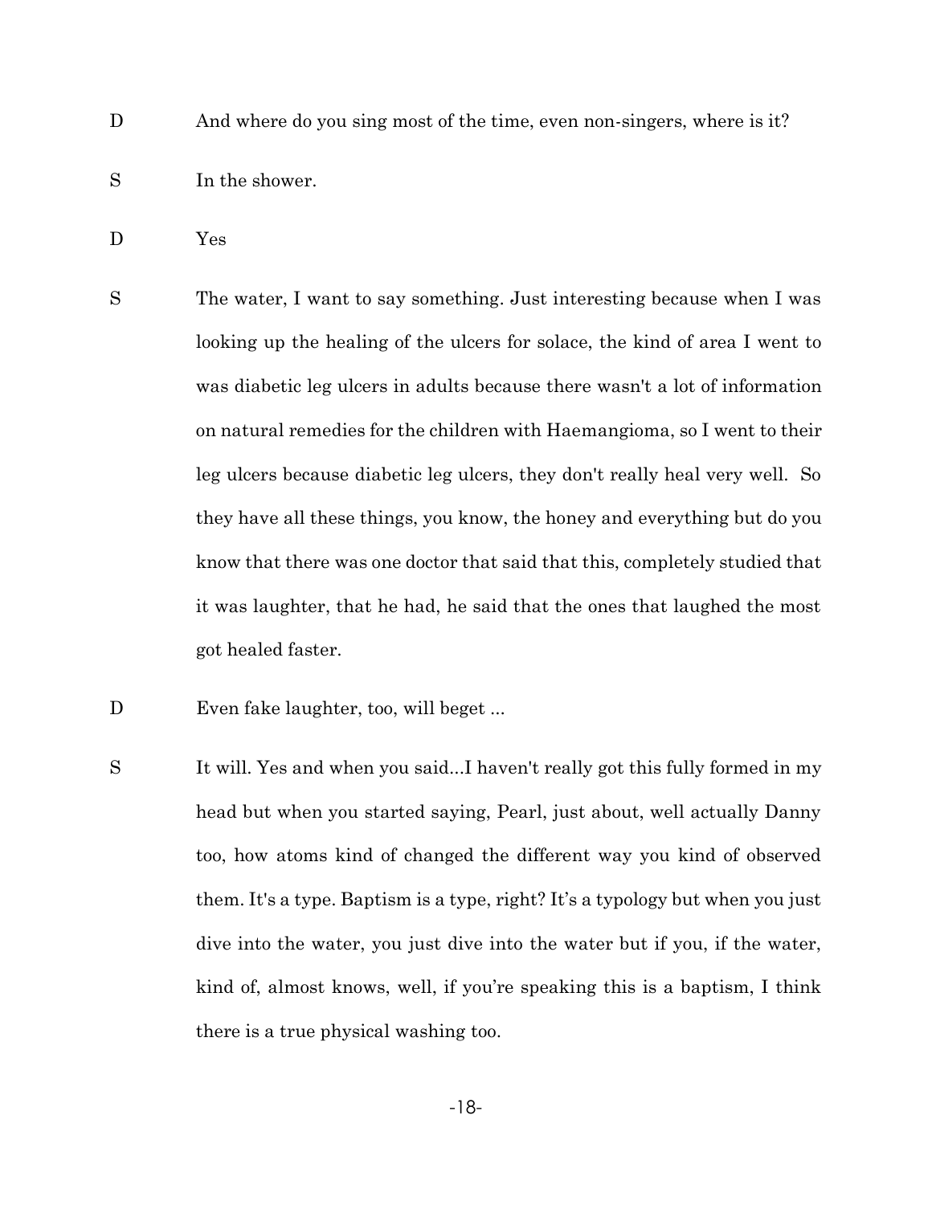D And where do you sing most of the time, even non-singers, where is it?

S In the shower.

D Yes

S The water, I want to say something. Just interesting because when I was looking up the healing of the ulcers for solace, the kind of area I went to was diabetic leg ulcers in adults because there wasn't a lot of information on natural remedies for the children with Haemangioma, so I went to their leg ulcers because diabetic leg ulcers, they don't really heal very well. So they have all these things, you know, the honey and everything but do you know that there was one doctor that said that this, completely studied that it was laughter, that he had, he said that the ones that laughed the most got healed faster.

D Even fake laughter, too, will beget ...

S It will. Yes and when you said...I haven't really got this fully formed in my head but when you started saying, Pearl, just about, well actually Danny too, how atoms kind of changed the different way you kind of observed them. It's a type. Baptism is a type, right? It's a typology but when you just dive into the water, you just dive into the water but if you, if the water, kind of, almost knows, well, if you're speaking this is a baptism, I think there is a true physical washing too.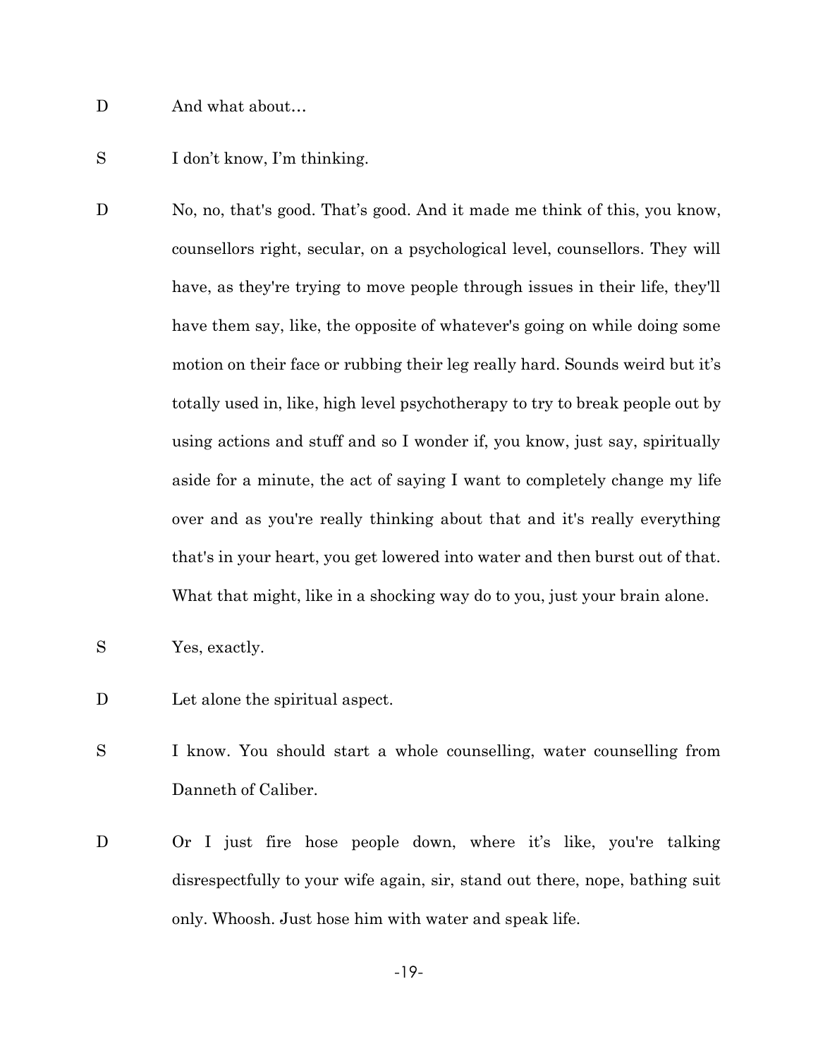D And what about…

S I don't know, I'm thinking.

D No, no, that's good. That's good. And it made me think of this, you know, counsellors right, secular, on a psychological level, counsellors. They will have, as they're trying to move people through issues in their life, they'll have them say, like, the opposite of whatever's going on while doing some motion on their face or rubbing their leg really hard. Sounds weird but it's totally used in, like, high level psychotherapy to try to break people out by using actions and stuff and so I wonder if, you know, just say, spiritually aside for a minute, the act of saying I want to completely change my life over and as you're really thinking about that and it's really everything that's in your heart, you get lowered into water and then burst out of that. What that might, like in a shocking way do to you, just your brain alone.

S Yes, exactly.

D Let alone the spiritual aspect.

S I know. You should start a whole counselling, water counselling from Danneth of Caliber.

D Or I just fire hose people down, where it's like, you're talking disrespectfully to your wife again, sir, stand out there, nope, bathing suit only. Whoosh. Just hose him with water and speak life.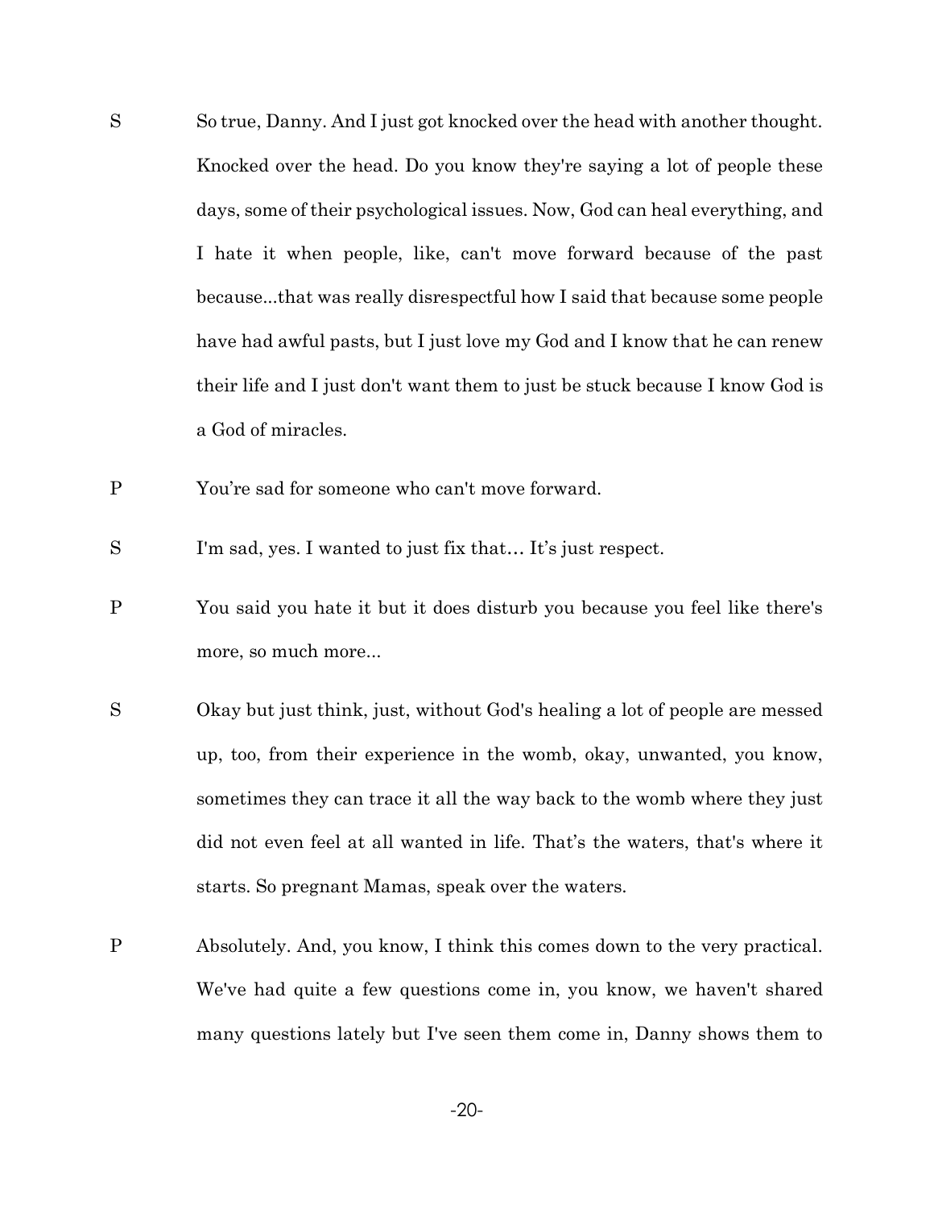S So true, Danny. And I just got knocked over the head with another thought. Knocked over the head. Do you know they're saying a lot of people these days, some of their psychological issues. Now, God can heal everything, and I hate it when people, like, can't move forward because of the past because...that was really disrespectful how I said that because some people have had awful pasts, but I just love my God and I know that he can renew their life and I just don't want them to just be stuck because I know God is a God of miracles.

P You're sad for someone who can't move forward.

S I'm sad, yes. I wanted to just fix that… It's just respect.

P You said you hate it but it does disturb you because you feel like there's more, so much more...

S Okay but just think, just, without God's healing a lot of people are messed up, too, from their experience in the womb, okay, unwanted, you know, sometimes they can trace it all the way back to the womb where they just did not even feel at all wanted in life. That's the waters, that's where it starts. So pregnant Mamas, speak over the waters.

P Absolutely. And, you know, I think this comes down to the very practical. We've had quite a few questions come in, you know, we haven't shared many questions lately but I've seen them come in, Danny shows them to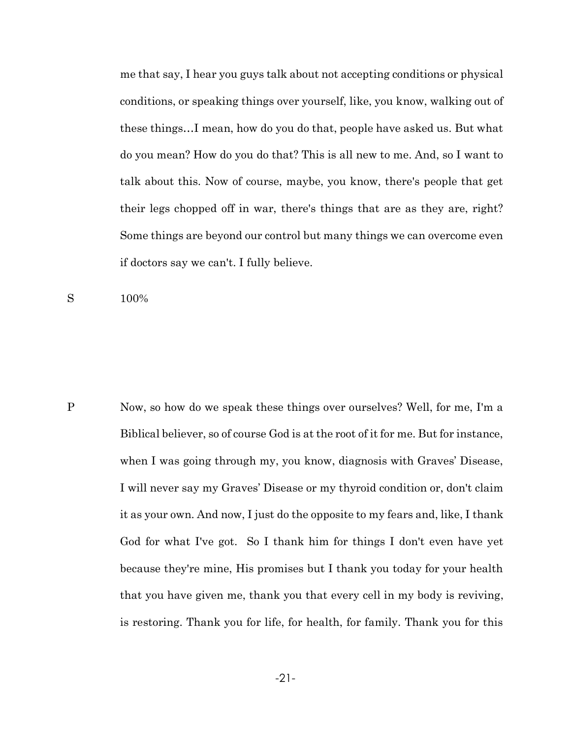me that say, I hear you guys talk about not accepting conditions or physical conditions, or speaking things over yourself, like, you know, walking out of these things…I mean, how do you do that, people have asked us. But what do you mean? How do you do that? This is all new to me. And, so I want to talk about this. Now of course, maybe, you know, there's people that get their legs chopped off in war, there's things that are as they are, right? Some things are beyond our control but many things we can overcome even if doctors say we can't. I fully believe.

S 100%

P Now, so how do we speak these things over ourselves? Well, for me, I'm a Biblical believer, so of course God is at the root of it for me. But for instance, when I was going through my, you know, diagnosis with Graves' Disease, I will never say my Graves' Disease or my thyroid condition or, don't claim it as your own. And now, I just do the opposite to my fears and, like, I thank God for what I've got. So I thank him for things I don't even have yet because they're mine, His promises but I thank you today for your health that you have given me, thank you that every cell in my body is reviving, is restoring. Thank you for life, for health, for family. Thank you for this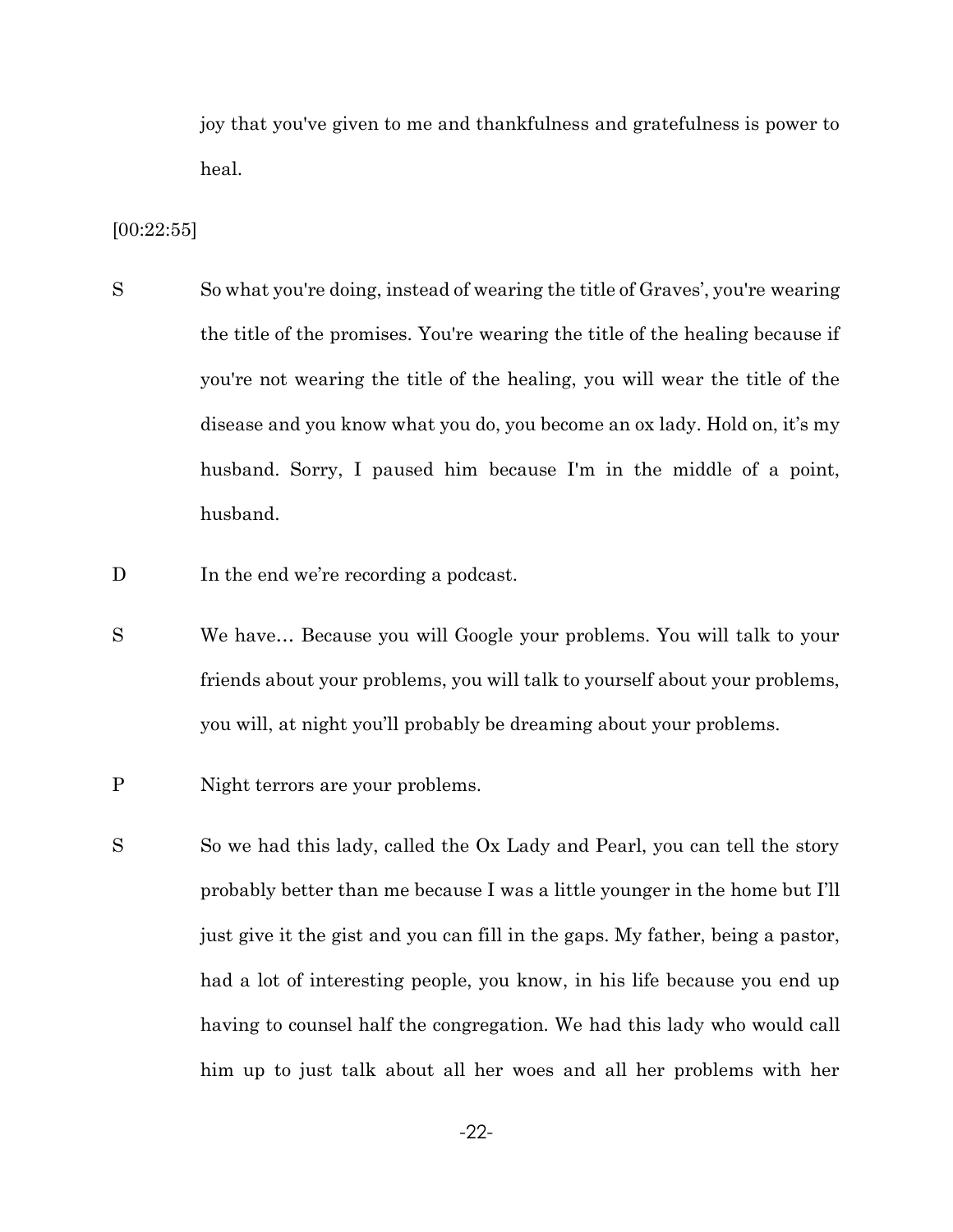joy that you've given to me and thankfulness and gratefulness is power to heal.

[00:22:55]

S So what you're doing, instead of wearing the title of Graves', you're wearing the title of the promises. You're wearing the title of the healing because if you're not wearing the title of the healing, you will wear the title of the disease and you know what you do, you become an ox lady. Hold on, it's my husband. Sorry, I paused him because I'm in the middle of a point, husband.

D In the end we're recording a podcast.

S We have… Because you will Google your problems. You will talk to your friends about your problems, you will talk to yourself about your problems, you will, at night you'll probably be dreaming about your problems.

P Night terrors are your problems.

S So we had this lady, called the Ox Lady and Pearl, you can tell the story probably better than me because I was a little younger in the home but I'll just give it the gist and you can fill in the gaps. My father, being a pastor, had a lot of interesting people, you know, in his life because you end up having to counsel half the congregation. We had this lady who would call him up to just talk about all her woes and all her problems with her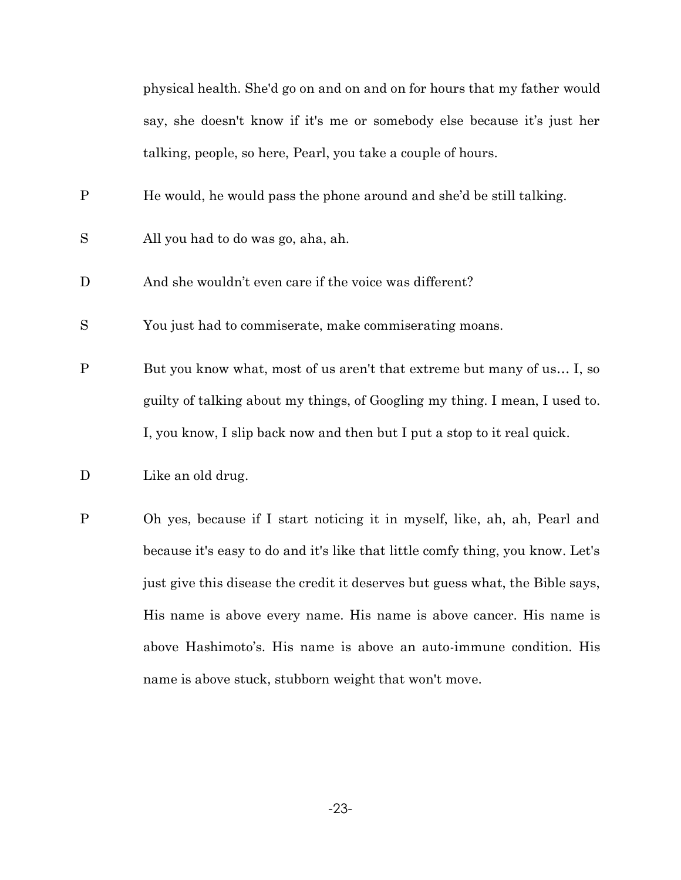physical health. She'd go on and on and on for hours that my father would say, she doesn't know if it's me or somebody else because it's just her talking, people, so here, Pearl, you take a couple of hours.

P He would, he would pass the phone around and she'd be still talking.

S All you had to do was go, aha, ah.

D And she wouldn't even care if the voice was different?

S You just had to commiserate, make commiserating moans.

P But you know what, most of us aren't that extreme but many of us… I, so guilty of talking about my things, of Googling my thing. I mean, I used to. I, you know, I slip back now and then but I put a stop to it real quick.

D Like an old drug.

P Oh yes, because if I start noticing it in myself, like, ah, ah, Pearl and because it's easy to do and it's like that little comfy thing, you know. Let's just give this disease the credit it deserves but guess what, the Bible says, His name is above every name. His name is above cancer. His name is above Hashimoto's. His name is above an auto-immune condition. His name is above stuck, stubborn weight that won't move.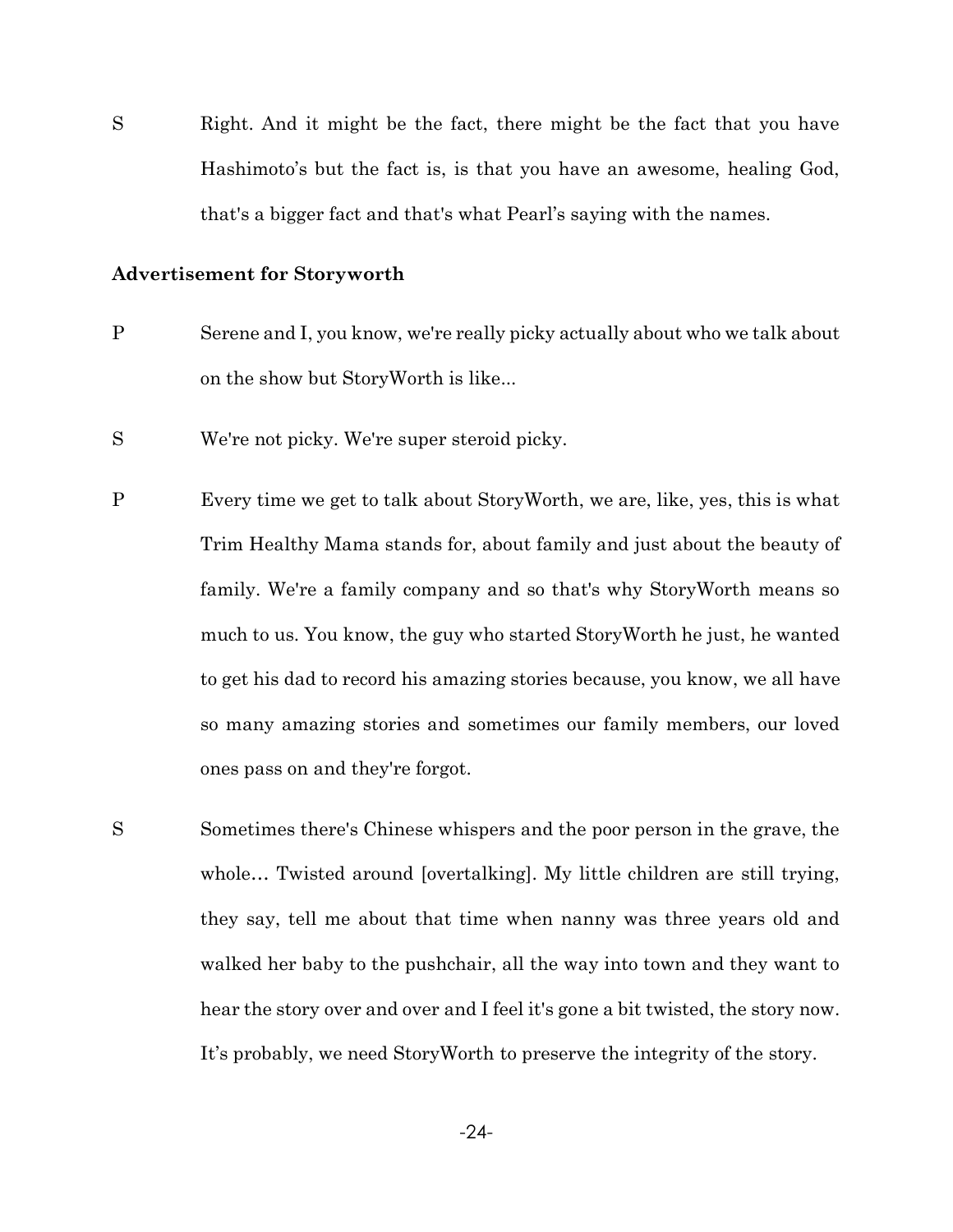S Right. And it might be the fact, there might be the fact that you have Hashimoto's but the fact is, is that you have an awesome, healing God, that's a bigger fact and that's what Pearl's saying with the names.

**Advertisement for Storyworth**

P Serene and I, you know, we're really picky actually about who we talk about on the show but StoryWorth is like...

S We're not picky. We're super steroid picky.

P Every time we get to talk about StoryWorth, we are, like, yes, this is what Trim Healthy Mama stands for, about family and just about the beauty of family. We're a family company and so that's why StoryWorth means so much to us. You know, the guy who started StoryWorth he just, he wanted to get his dad to record his amazing stories because, you know, we all have so many amazing stories and sometimes our family members, our loved ones pass on and they're forgot.

S Sometimes there's Chinese whispers and the poor person in the grave, the whole… Twisted around [overtalking]. My little children are still trying, they say, tell me about that time when nanny was three years old and walked her baby to the pushchair, all the way into town and they want to hear the story over and over and I feel it's gone a bit twisted, the story now. It's probably, we need StoryWorth to preserve the integrity of the story.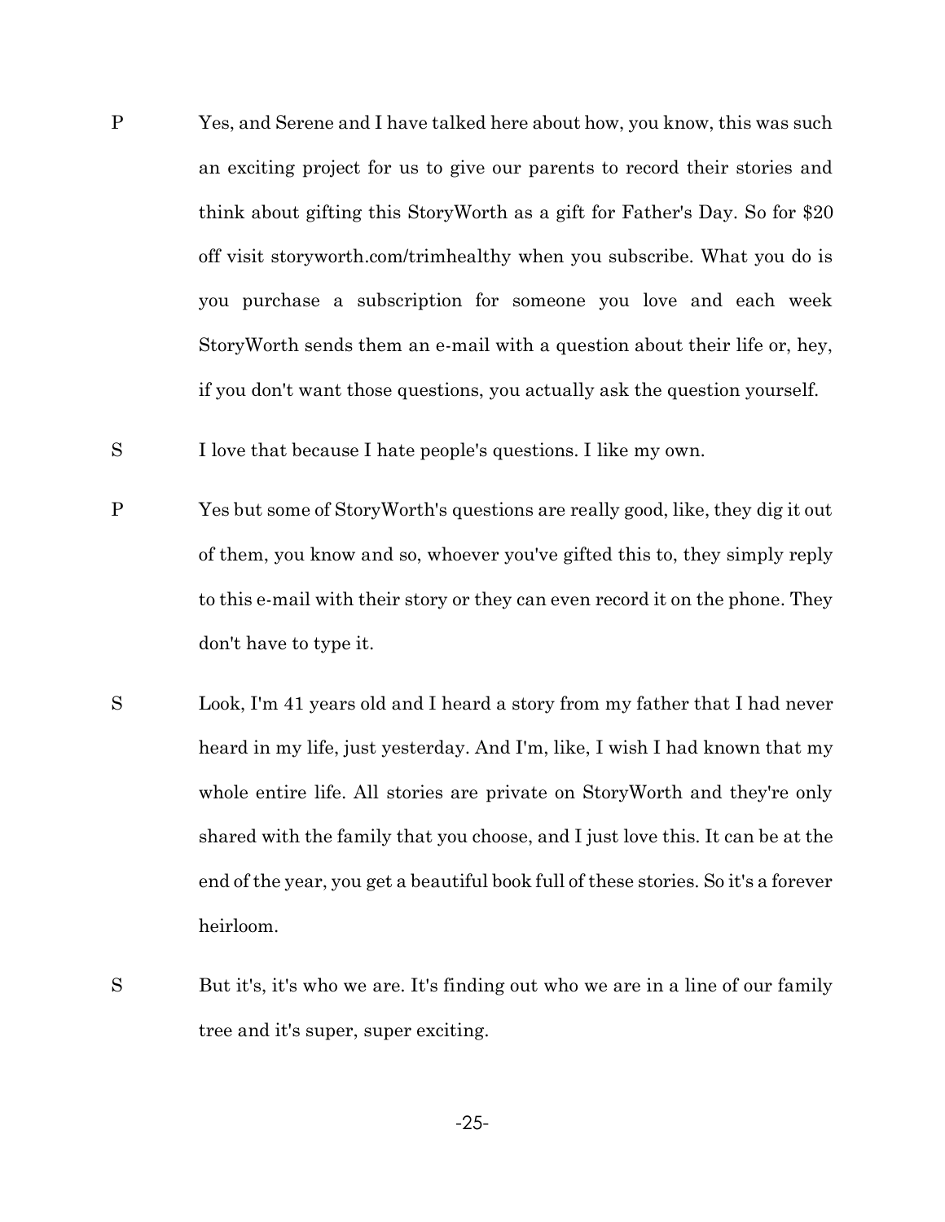P Yes, and Serene and I have talked here about how, you know, this was such an exciting project for us to give our parents to record their stories and think about gifting this StoryWorth as a gift for Father's Day. So for $20 off visit storyworth.com/trimhealthy when you subscribe. What you do is you purchase a subscription for someone you love and each week StoryWorth sends them an e-mail with a question about their life or, hey, if you don't want those questions, you actually ask the question yourself.

S I love that because I hate people's questions. I like my own.

P Yes but some of StoryWorth's questions are really good, like, they dig it out of them, you know and so, whoever you've gifted this to, they simply reply to this e-mail with their story or they can even record it on the phone. They don't have to type it.

S Look, I'm 41 years old and I heard a story from my father that I had never heard in my life, just yesterday. And I'm, like, I wish I had known that my whole entire life. All stories are private on StoryWorth and they're only shared with the family that you choose, and I just love this. It can be at the end of the year, you get a beautiful book full of these stories. So it's a forever heirloom.

S But it's, it's who we are. It's finding out who we are in a line of our family tree and it's super, super exciting.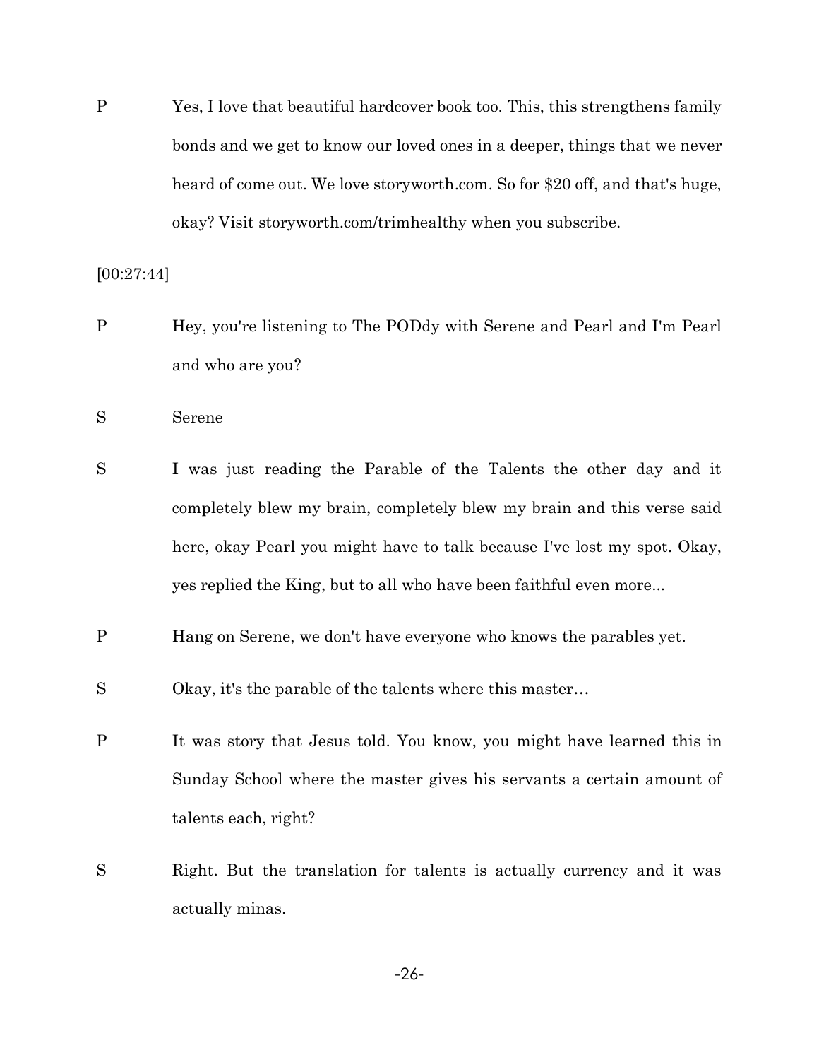P Yes, I love that beautiful hardcover book too. This, this strengthens family bonds and we get to know our loved ones in a deeper, things that we never heard of come out. We love storyworth.com. So for $20 off, and that's huge, okay? Visit storyworth.com/trimhealthy when you subscribe.

[00:27:44]

P Hey, you're listening to The PODdy with Serene and Pearl and I'm Pearl and who are you?

S Serene

S I was just reading the Parable of the Talents the other day and it completely blew my brain, completely blew my brain and this verse said here, okay Pearl you might have to talk because I've lost my spot. Okay, yes replied the King, but to all who have been faithful even more...

P Hang on Serene, we don't have everyone who knows the parables yet.

S Okay, it's the parable of the talents where this master…

P It was story that Jesus told. You know, you might have learned this in Sunday School where the master gives his servants a certain amount of talents each, right?

S Right. But the translation for talents is actually currency and it was actually minas.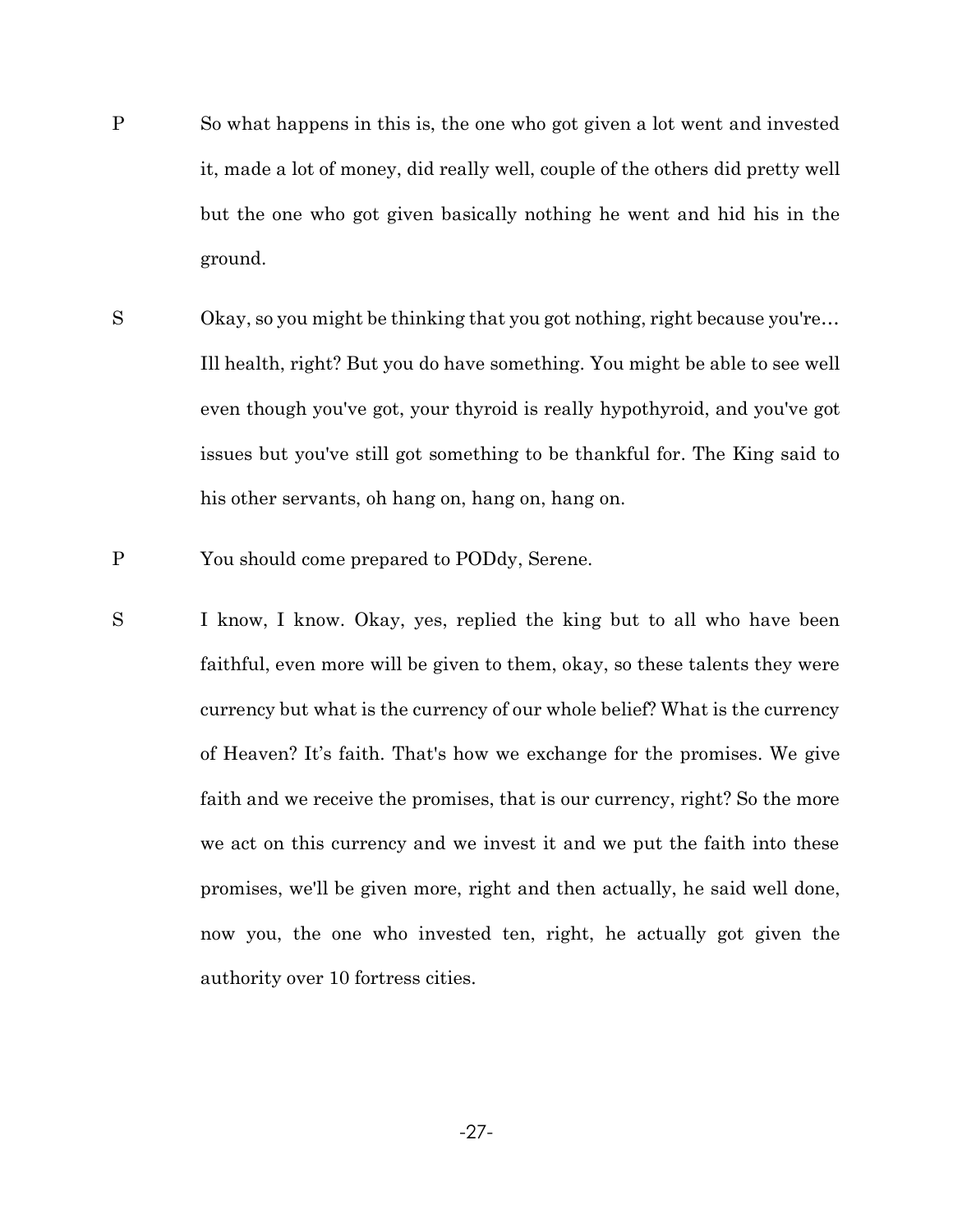P So what happens in this is, the one who got given a lot went and invested it, made a lot of money, did really well, couple of the others did pretty well but the one who got given basically nothing he went and hid his in the ground.

S Okay, so you might be thinking that you got nothing, right because you're… Ill health, right? But you do have something. You might be able to see well even though you've got, your thyroid is really hypothyroid, and you've got issues but you've still got something to be thankful for. The King said to his other servants, oh hang on, hang on, hang on.

P You should come prepared to PODdy, Serene.

S I know, I know. Okay, yes, replied the king but to all who have been faithful, even more will be given to them, okay, so these talents they were currency but what is the currency of our whole belief? What is the currency of Heaven? It's faith. That's how we exchange for the promises. We give faith and we receive the promises, that is our currency, right? So the more we act on this currency and we invest it and we put the faith into these promises, we'll be given more, right and then actually, he said well done, now you, the one who invested ten, right, he actually got given the authority over 10 fortress cities.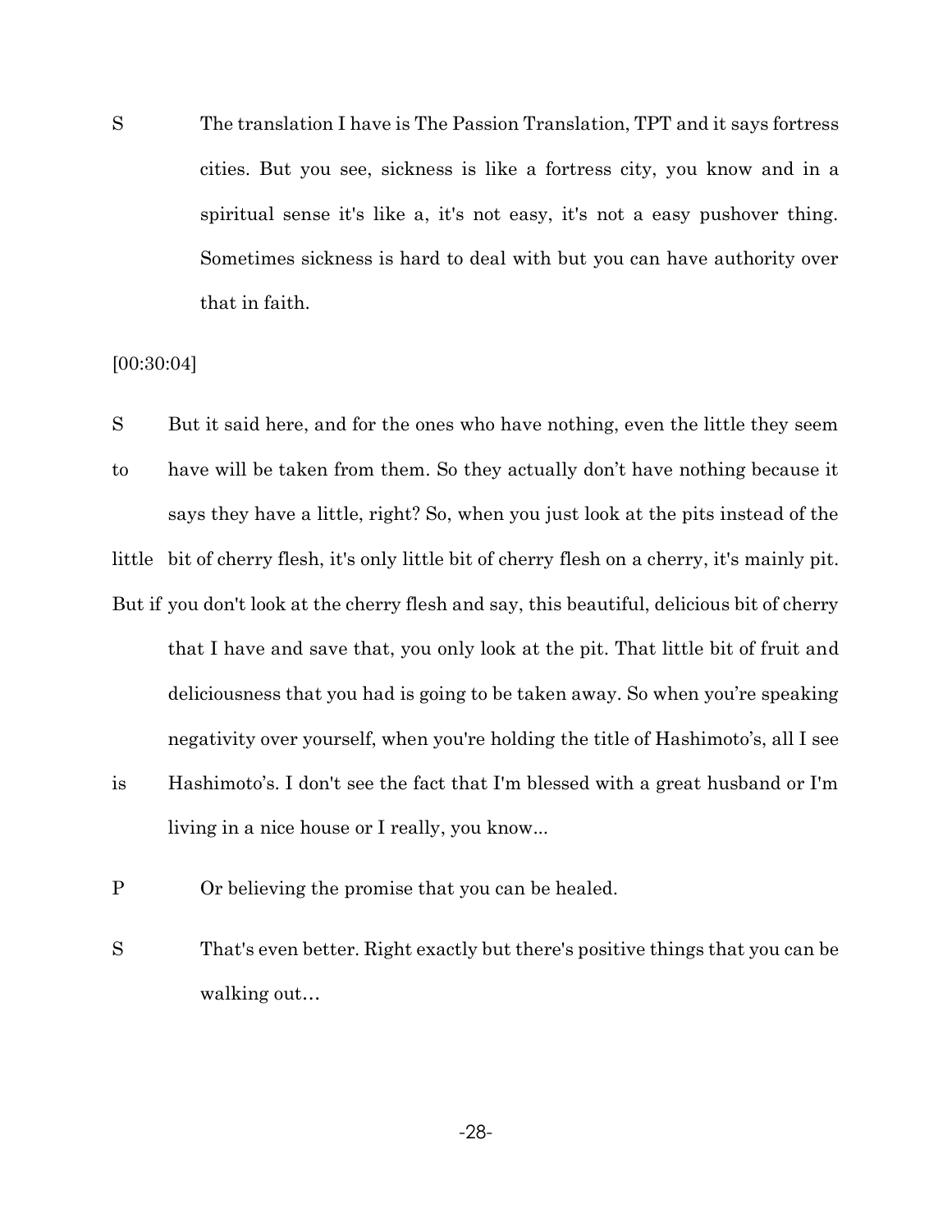S The translation I have is The Passion Translation, TPT and it says fortress cities. But you see, sickness is like a fortress city, you know and in a spiritual sense it's like a, it's not easy, it's not a easy pushover thing. Sometimes sickness is hard to deal with but you can have authority over that in faith.

[00:30:04]

S But it said here, and for the ones who have nothing, even the little they seem to have will be taken from them. So they actually don't have nothing because it says they have a little, right? So, when you just look at the pits instead of the little bit of cherry flesh, it's only little bit of cherry flesh on a cherry, it's mainly pit. But if you don't look at the cherry flesh and say, this beautiful, delicious bit of cherry that I have and save that, you only look at the pit. That little bit of fruit and deliciousness that you had is going to be taken away. So when you're speaking negativity over yourself, when you're holding the title of Hashimoto's, all I see is Hashimoto's. I don't see the fact that I'm blessed with a great husband or I'm living in a nice house or I really, you know...

P Or believing the promise that you can be healed.

S That's even better. Right exactly but there's positive things that you can be walking out…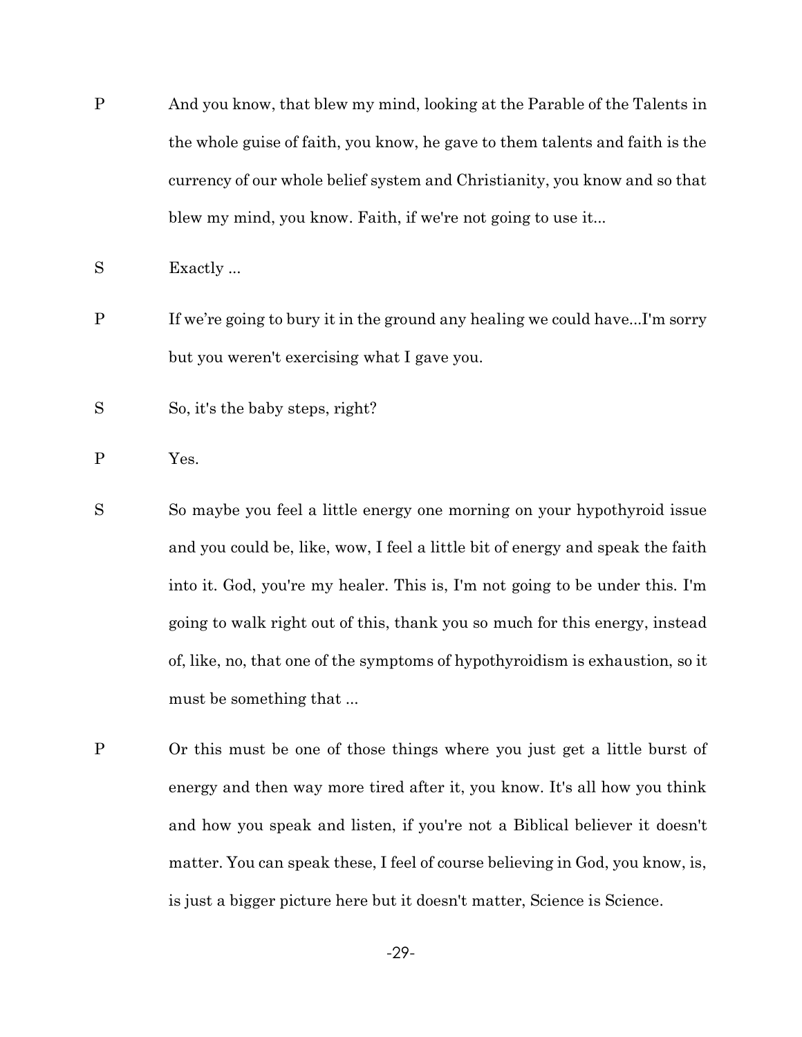P And you know, that blew my mind, looking at the Parable of the Talents in the whole guise of faith, you know, he gave to them talents and faith is the currency of our whole belief system and Christianity, you know and so that blew my mind, you know. Faith, if we're not going to use it...

S Exactly ...

P If we're going to bury it in the ground any healing we could have...I'm sorry but you weren't exercising what I gave you.

S So, it's the baby steps, right?

P Yes.

S So maybe you feel a little energy one morning on your hypothyroid issue and you could be, like, wow, I feel a little bit of energy and speak the faith into it. God, you're my healer. This is, I'm not going to be under this. I'm going to walk right out of this, thank you so much for this energy, instead of, like, no, that one of the symptoms of hypothyroidism is exhaustion, so it must be something that ...

P Or this must be one of those things where you just get a little burst of energy and then way more tired after it, you know. It's all how you think and how you speak and listen, if you're not a Biblical believer it doesn't matter. You can speak these, I feel of course believing in God, you know, is, is just a bigger picture here but it doesn't matter, Science is Science.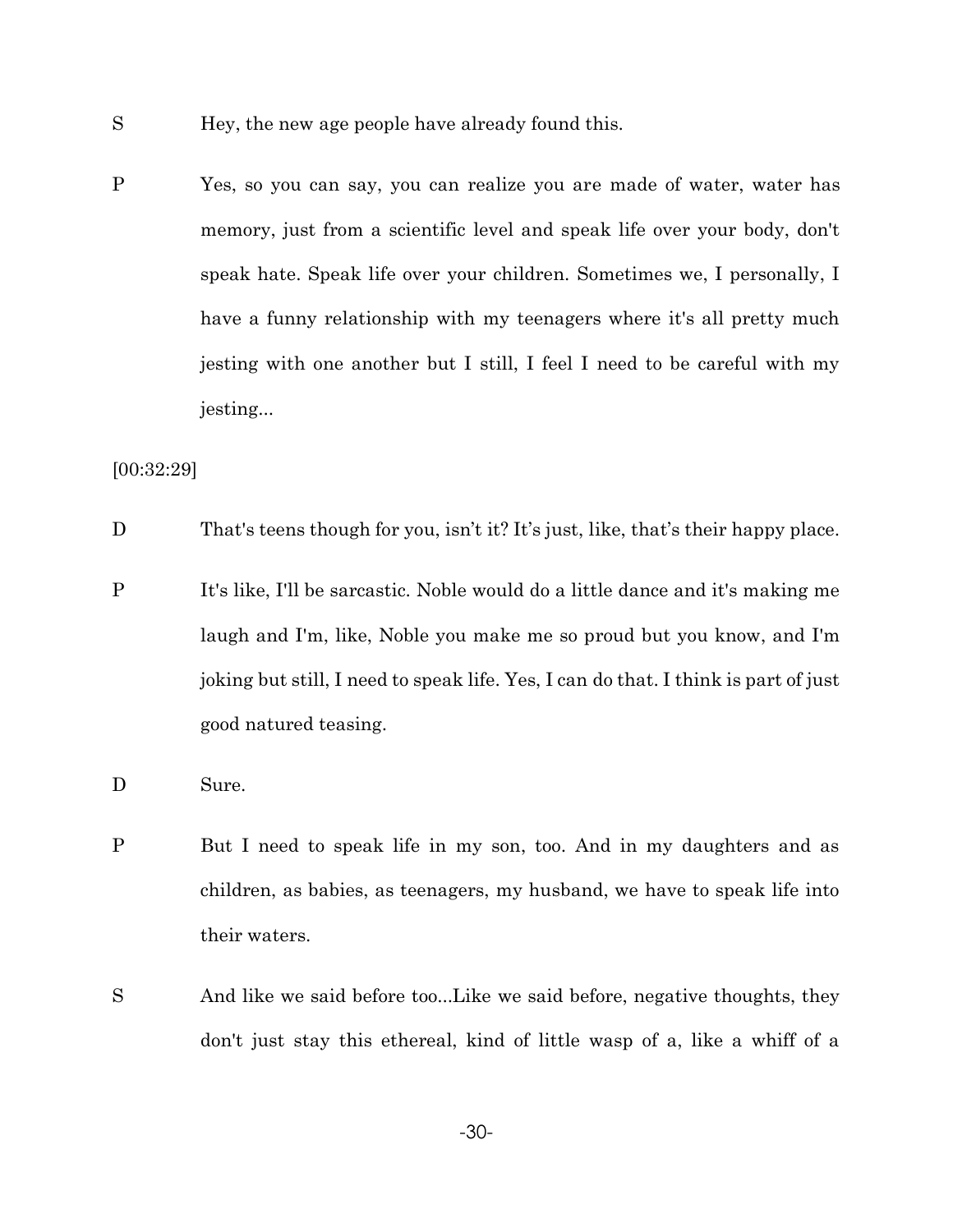S Hey, the new age people have already found this.

P Yes, so you can say, you can realize you are made of water, water has memory, just from a scientific level and speak life over your body, don't speak hate. Speak life over your children. Sometimes we, I personally, I have a funny relationship with my teenagers where it's all pretty much jesting with one another but I still, I feel I need to be careful with my jesting...

[00:32:29]

D That's teens though for you, isn't it? It's just, like, that's their happy place.

P It's like, I'll be sarcastic. Noble would do a little dance and it's making me laugh and I'm, like, Noble you make me so proud but you know, and I'm joking but still, I need to speak life. Yes, I can do that. I think is part of just good natured teasing.

D Sure.

P But I need to speak life in my son, too. And in my daughters and as children, as babies, as teenagers, my husband, we have to speak life into their waters.

S And like we said before too...Like we said before, negative thoughts, they don't just stay this ethereal, kind of little wasp of a, like a whiff of a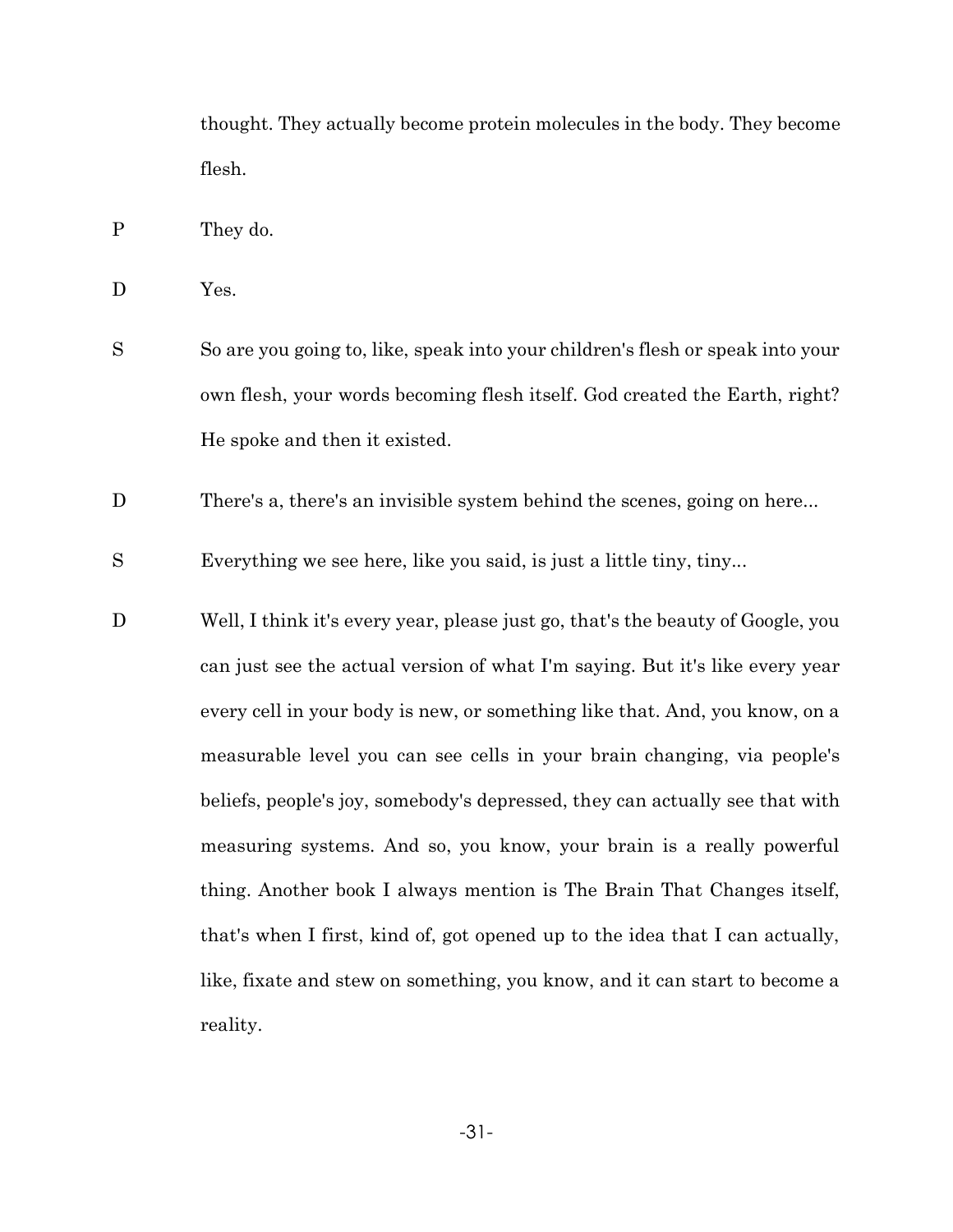thought. They actually become protein molecules in the body. They become flesh.

P They do.

D Yes.

S So are you going to, like, speak into your children's flesh or speak into your own flesh, your words becoming flesh itself. God created the Earth, right? He spoke and then it existed.

D There's a, there's an invisible system behind the scenes, going on here...

S Everything we see here, like you said, is just a little tiny, tiny...

D Well, I think it's every year, please just go, that's the beauty of Google, you can just see the actual version of what I'm saying. But it's like every year every cell in your body is new, or something like that. And, you know, on a measurable level you can see cells in your brain changing, via people's beliefs, people's joy, somebody's depressed, they can actually see that with measuring systems. And so, you know, your brain is a really powerful thing. Another book I always mention is The Brain That Changes itself, that's when I first, kind of, got opened up to the idea that I can actually, like, fixate and stew on something, you know, and it can start to become a reality.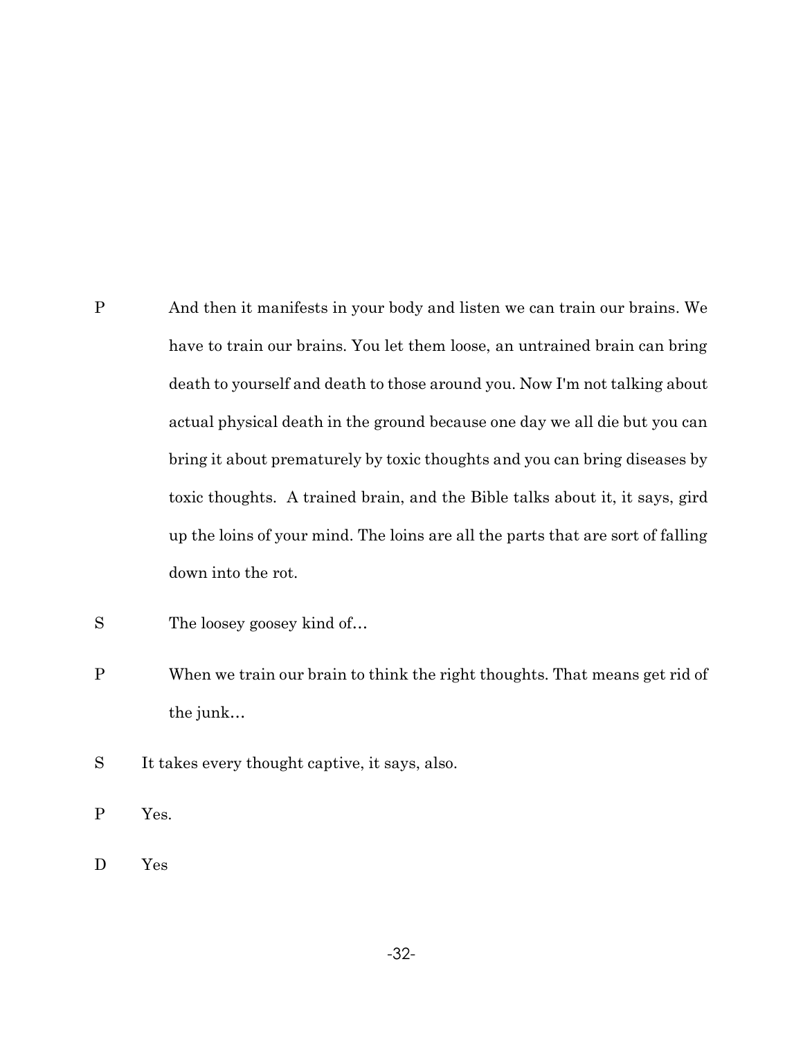P	And then it manifests in your body and listen we can train our brains. We have to train our brains. You let them loose, an untrained brain can bring death to yourself and death to those around you. Now I'm not talking about actual physical death in the ground because one day we all die but you can bring it about prematurely by toxic thoughts and you can bring diseases by toxic thoughts. A trained brain, and the Bible talks about it, it says, gird up the loins of your mind. The loins are all the parts that are sort of falling down into the rot.

S	The loosey goosey kind of…

P	When we train our brain to think the right thoughts. That means get rid of the junk…

S	It takes every thought captive, it says, also.

P	Yes.

D	Yes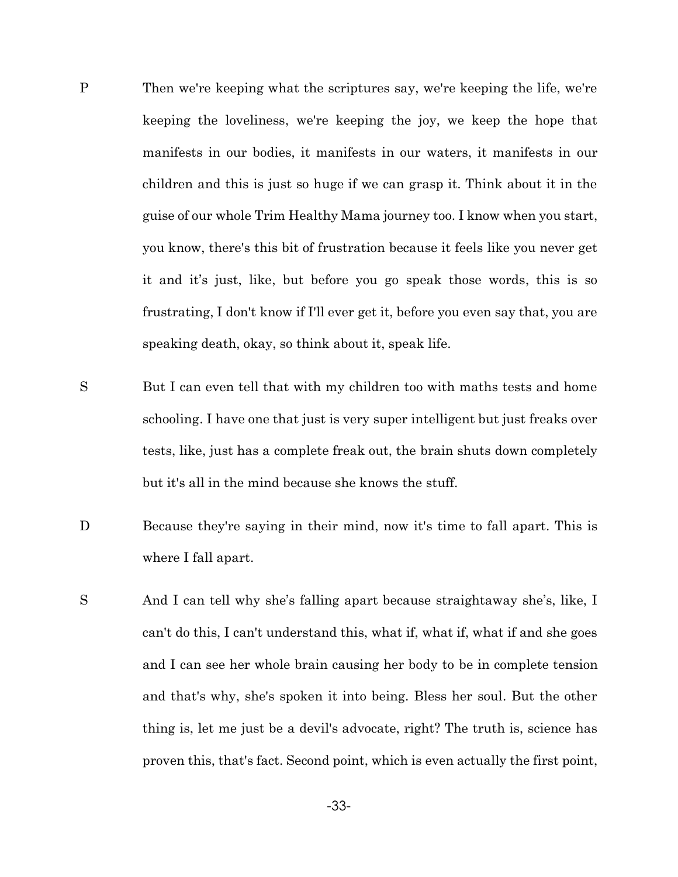P Then we're keeping what the scriptures say, we're keeping the life, we're keeping the loveliness, we're keeping the joy, we keep the hope that manifests in our bodies, it manifests in our waters, it manifests in our children and this is just so huge if we can grasp it. Think about it in the guise of our whole Trim Healthy Mama journey too. I know when you start, you know, there's this bit of frustration because it feels like you never get it and it's just, like, but before you go speak those words, this is so frustrating, I don't know if I'll ever get it, before you even say that, you are speaking death, okay, so think about it, speak life.

S But I can even tell that with my children too with maths tests and home schooling. I have one that just is very super intelligent but just freaks over tests, like, just has a complete freak out, the brain shuts down completely but it's all in the mind because she knows the stuff.

D Because they're saying in their mind, now it's time to fall apart. This is where I fall apart.

S And I can tell why she's falling apart because straightaway she's, like, I can't do this, I can't understand this, what if, what if, what if and she goes and I can see her whole brain causing her body to be in complete tension and that's why, she's spoken it into being. Bless her soul. But the other thing is, let me just be a devil's advocate, right? The truth is, science has proven this, that's fact. Second point, which is even actually the first point,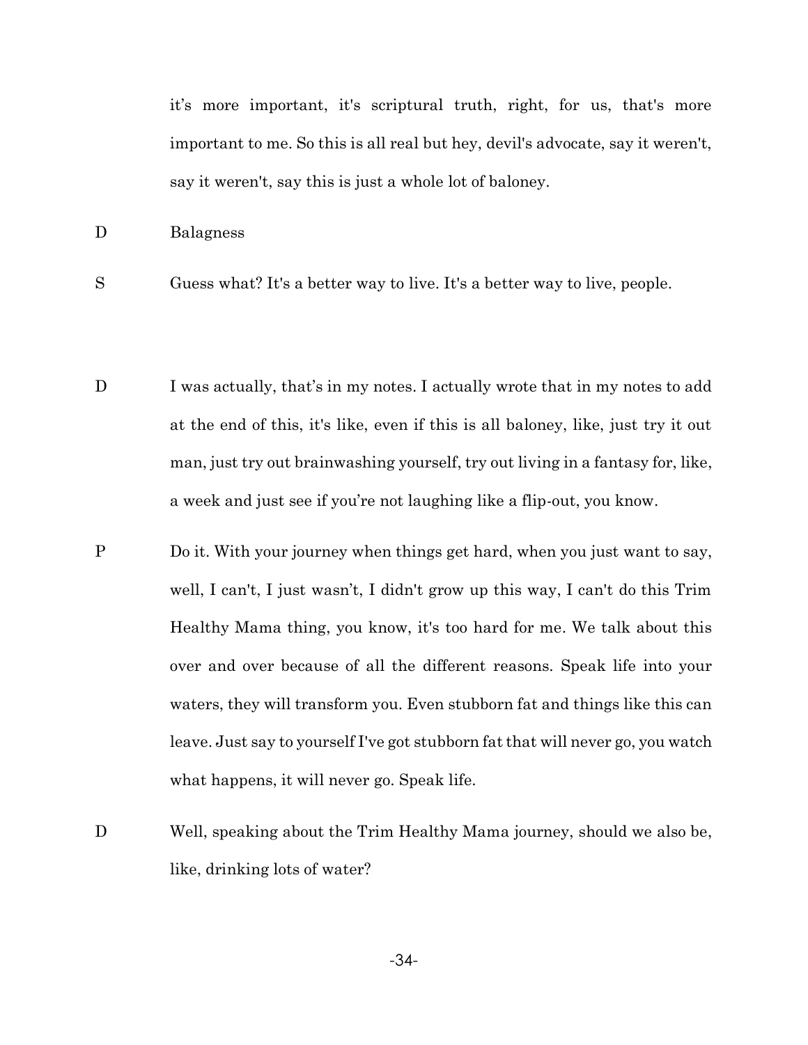it's more important, it's scriptural truth, right, for us, that's more important to me. So this is all real but hey, devil's advocate, say it weren't, say it weren't, say this is just a whole lot of baloney.

D Balagness

S Guess what? It's a better way to live. It's a better way to live, people.

D I was actually, that's in my notes. I actually wrote that in my notes to add at the end of this, it's like, even if this is all baloney, like, just try it out man, just try out brainwashing yourself, try out living in a fantasy for, like, a week and just see if you're not laughing like a flip-out, you know.

P Do it. With your journey when things get hard, when you just want to say, well, I can't, I just wasn't, I didn't grow up this way, I can't do this Trim Healthy Mama thing, you know, it's too hard for me. We talk about this over and over because of all the different reasons. Speak life into your waters, they will transform you. Even stubborn fat and things like this can leave. Just say to yourself I've got stubborn fat that will never go, you watch what happens, it will never go. Speak life.

D Well, speaking about the Trim Healthy Mama journey, should we also be, like, drinking lots of water?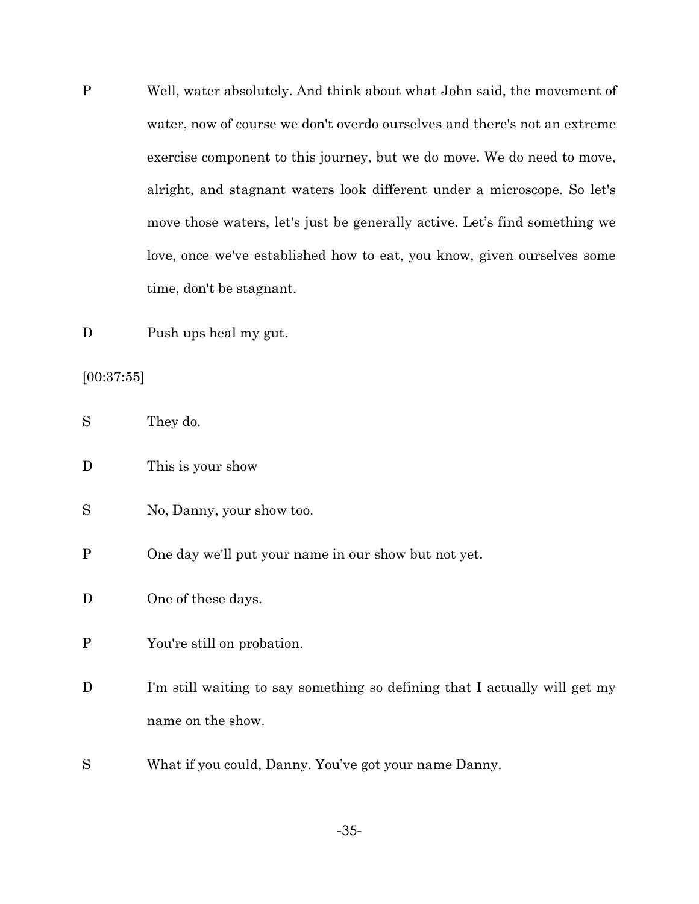P Well, water absolutely. And think about what John said, the movement of water, now of course we don't overdo ourselves and there's not an extreme exercise component to this journey, but we do move. We do need to move, alright, and stagnant waters look different under a microscope. So let's move those waters, let's just be generally active. Let's find something we love, once we've established how to eat, you know, given ourselves some time, don't be stagnant.

D Push ups heal my gut.

[00:37:55]

S They do.

D This is your show

S No, Danny, your show too.

P One day we'll put your name in our show but not yet.

D One of these days.

P You're still on probation.

D I'm still waiting to say something so defining that I actually will get my name on the show.

S What if you could, Danny. You've got your name Danny.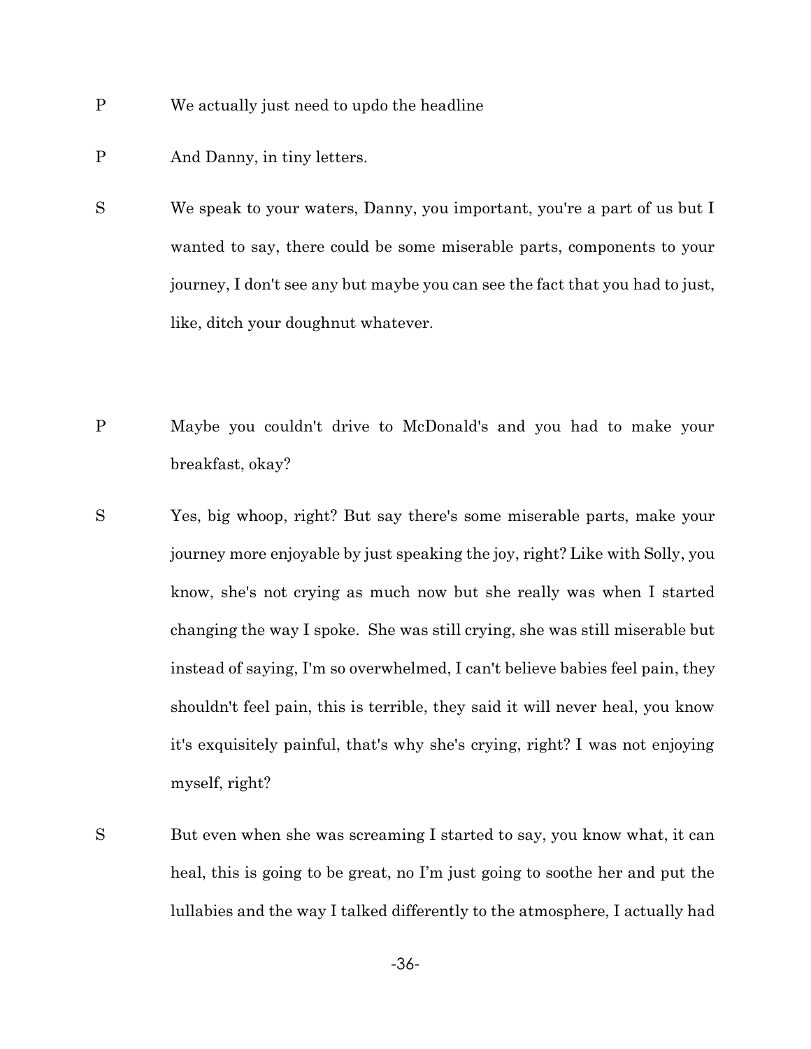P We actually just need to updo the headline

P And Danny, in tiny letters.

S We speak to your waters, Danny, you important, you're a part of us but I wanted to say, there could be some miserable parts, components to your journey, I don't see any but maybe you can see the fact that you had to just, like, ditch your doughnut whatever.

P Maybe you couldn't drive to McDonald's and you had to make your breakfast, okay?

S Yes, big whoop, right? But say there's some miserable parts, make your journey more enjoyable by just speaking the joy, right? Like with Solly, you know, she's not crying as much now but she really was when I started changing the way I spoke. She was still crying, she was still miserable but instead of saying, I'm so overwhelmed, I can't believe babies feel pain, they shouldn't feel pain, this is terrible, they said it will never heal, you know it's exquisitely painful, that's why she's crying, right? I was not enjoying myself, right?

S But even when she was screaming I started to say, you know what, it can heal, this is going to be great, no I'm just going to soothe her and put the lullabies and the way I talked differently to the atmosphere, I actually had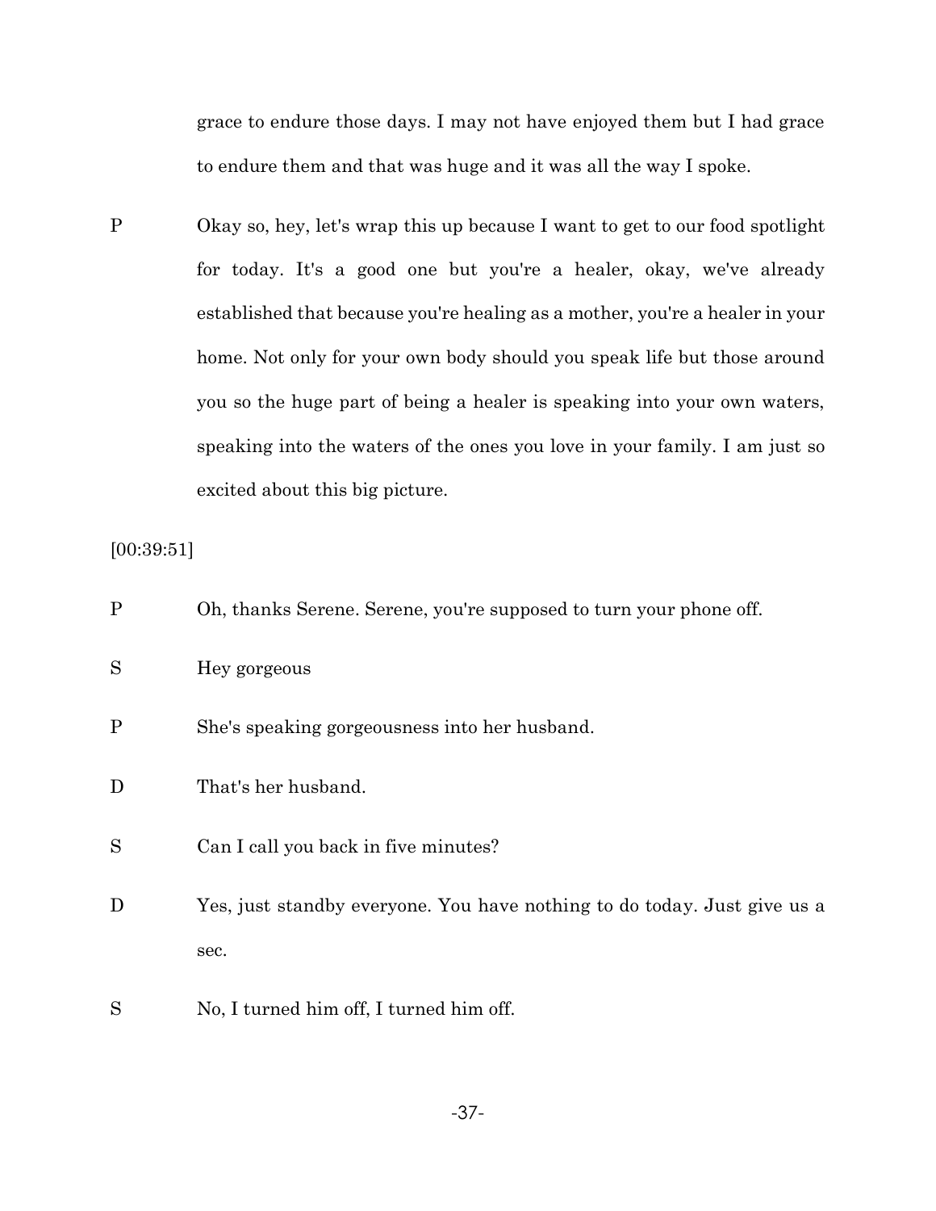grace to endure those days. I may not have enjoyed them but I had grace to endure them and that was huge and it was all the way I spoke.

P Okay so, hey, let's wrap this up because I want to get to our food spotlight for today. It's a good one but you're a healer, okay, we've already established that because you're healing as a mother, you're a healer in your home. Not only for your own body should you speak life but those around you so the huge part of being a healer is speaking into your own waters, speaking into the waters of the ones you love in your family. I am just so excited about this big picture.

[00:39:51]

P Oh, thanks Serene. Serene, you're supposed to turn your phone off.

S Hey gorgeous

P She's speaking gorgeousness into her husband.

D That's her husband.

S Can I call you back in five minutes?

D Yes, just standby everyone. You have nothing to do today. Just give us a sec.

S No, I turned him off, I turned him off.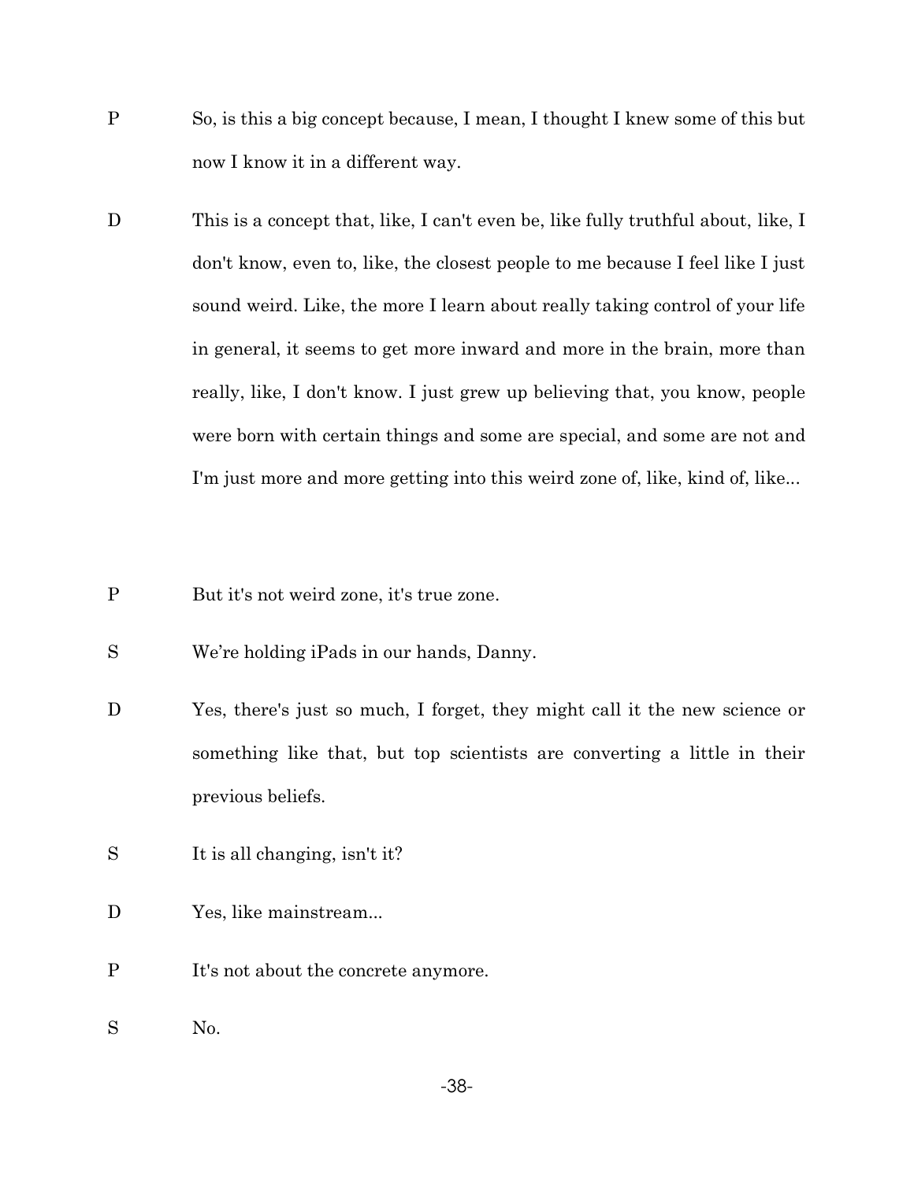P So, is this a big concept because, I mean, I thought I knew some of this but now I know it in a different way.

D This is a concept that, like, I can't even be, like fully truthful about, like, I don't know, even to, like, the closest people to me because I feel like I just sound weird. Like, the more I learn about really taking control of your life in general, it seems to get more inward and more in the brain, more than really, like, I don't know. I just grew up believing that, you know, people were born with certain things and some are special, and some are not and I'm just more and more getting into this weird zone of, like, kind of, like...

P But it's not weird zone, it's true zone.

S We're holding iPads in our hands, Danny.

D Yes, there's just so much, I forget, they might call it the new science or something like that, but top scientists are converting a little in their previous beliefs.

S It is all changing, isn't it?

D Yes, like mainstream...

P It's not about the concrete anymore.

S No.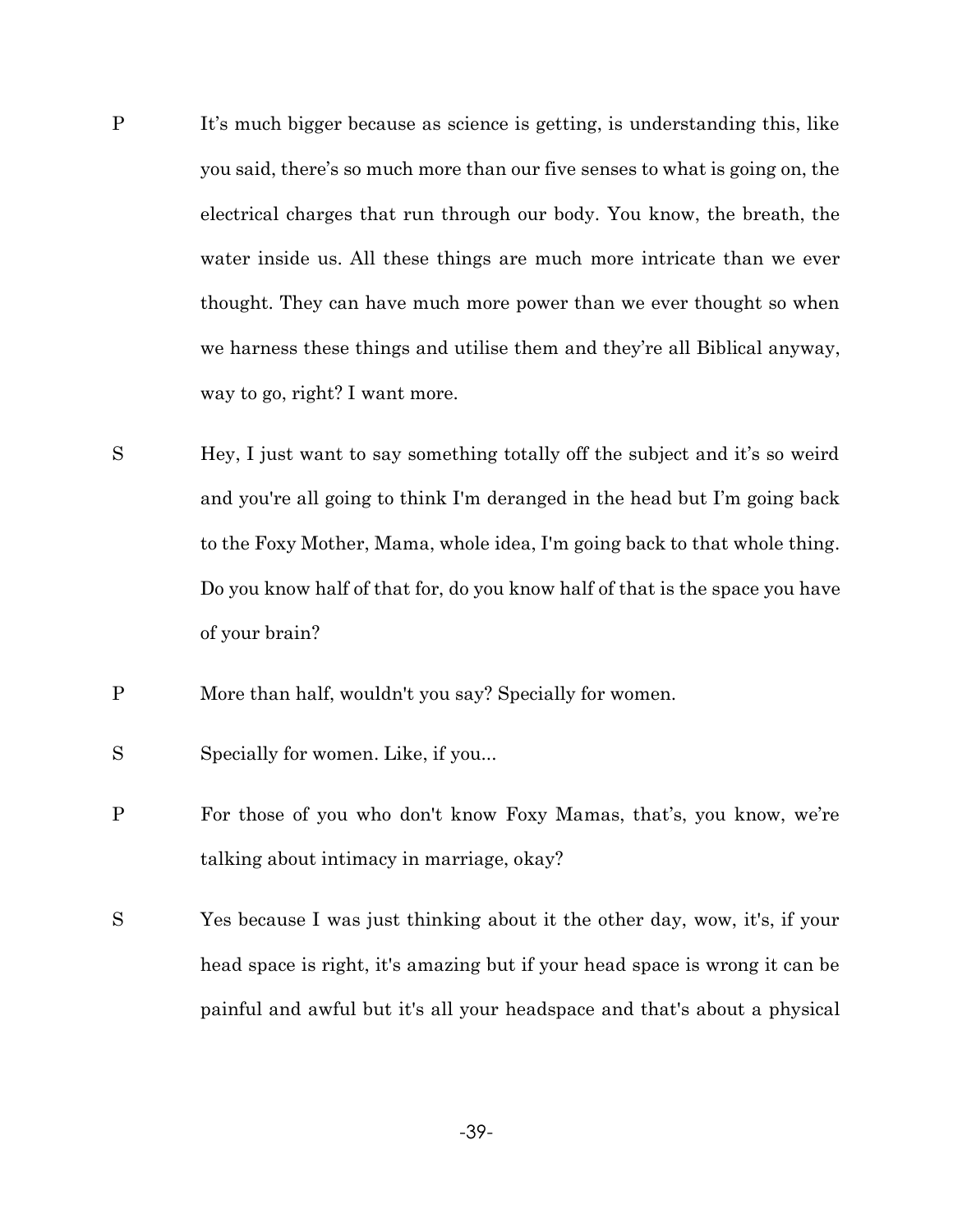P It's much bigger because as science is getting, is understanding this, like you said, there's so much more than our five senses to what is going on, the electrical charges that run through our body. You know, the breath, the water inside us. All these things are much more intricate than we ever thought. They can have much more power than we ever thought so when we harness these things and utilise them and they're all Biblical anyway, way to go, right? I want more.

S Hey, I just want to say something totally off the subject and it's so weird and you're all going to think I'm deranged in the head but I'm going back to the Foxy Mother, Mama, whole idea, I'm going back to that whole thing. Do you know half of that for, do you know half of that is the space you have of your brain?

P More than half, wouldn't you say? Specially for women.

S Specially for women. Like, if you...

P For those of you who don't know Foxy Mamas, that's, you know, we're talking about intimacy in marriage, okay?

S Yes because I was just thinking about it the other day, wow, it's, if your head space is right, it's amazing but if your head space is wrong it can be painful and awful but it's all your headspace and that's about a physical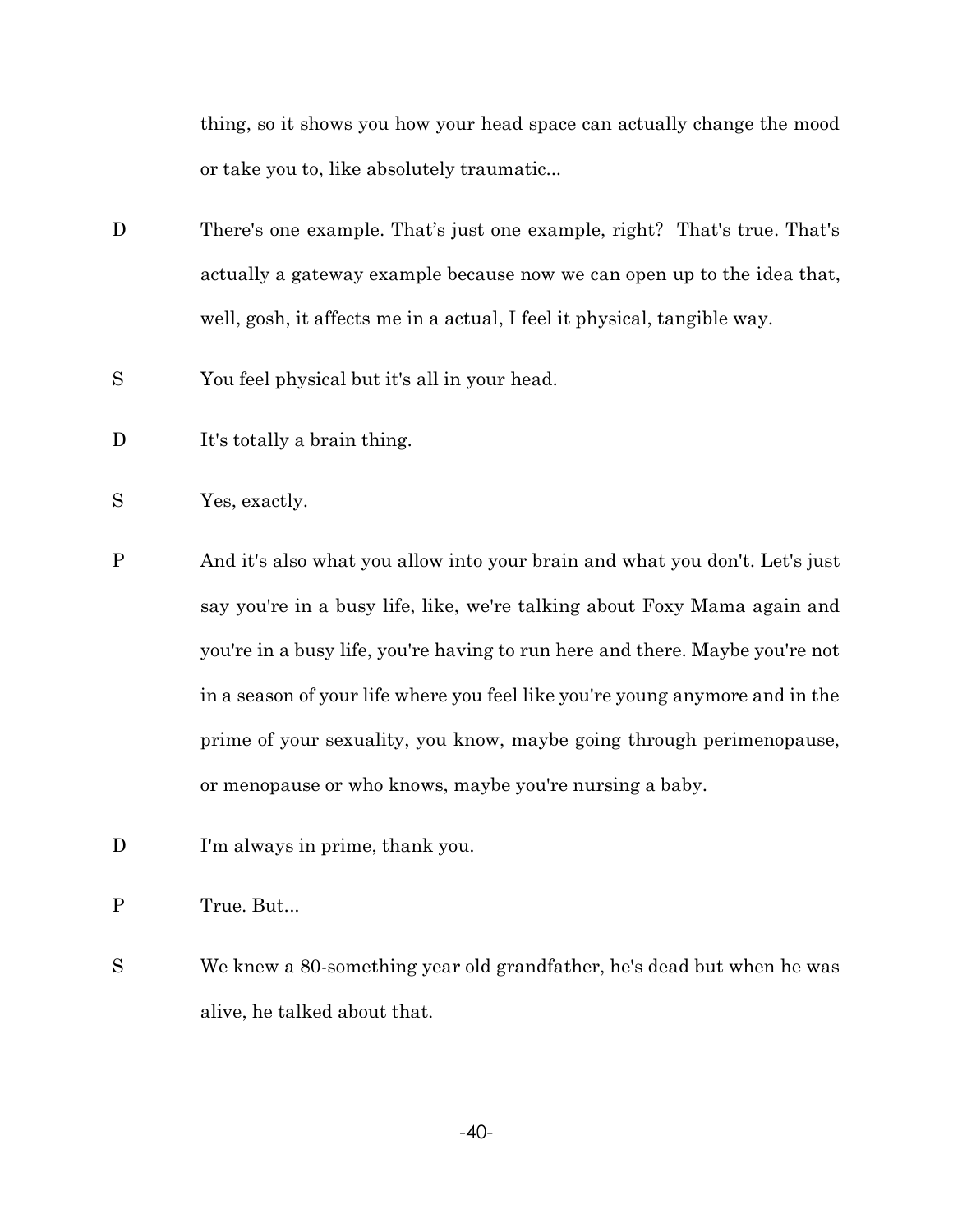thing, so it shows you how your head space can actually change the mood or take you to, like absolutely traumatic...

D	There's one example. That’s just one example, right? That's true. That's actually a gateway example because now we can open up to the idea that, well, gosh, it affects me in a actual, I feel it physical, tangible way.

S	You feel physical but it's all in your head.

D	It's totally a brain thing.

S	Yes, exactly.

P	And it's also what you allow into your brain and what you don't. Let's just say you're in a busy life, like, we're talking about Foxy Mama again and you're in a busy life, you're having to run here and there. Maybe you're not in a season of your life where you feel like you're young anymore and in the prime of your sexuality, you know, maybe going through perimenopause, or menopause or who knows, maybe you're nursing a baby.

D	I'm always in prime, thank you.

P	True. But...

S	We knew a 80-something year old grandfather, he's dead but when he was alive, he talked about that.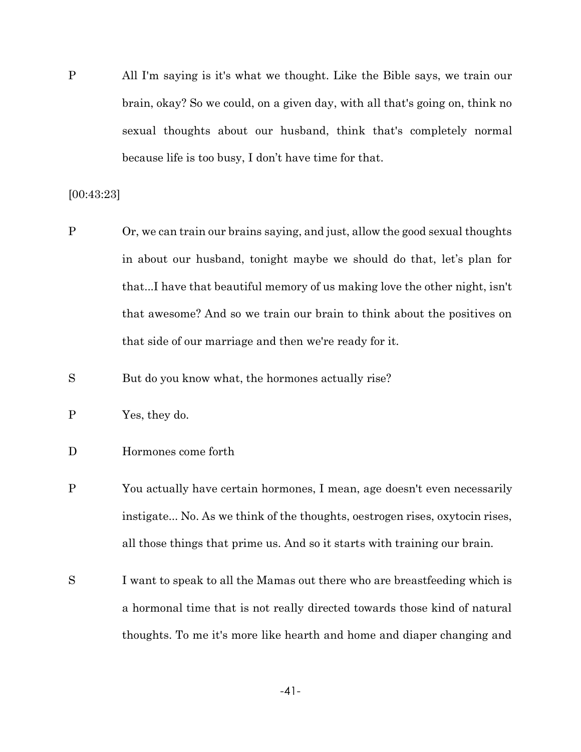P All I'm saying is it's what we thought. Like the Bible says, we train our brain, okay? So we could, on a given day, with all that's going on, think no sexual thoughts about our husband, think that's completely normal because life is too busy, I don't have time for that.

[00:43:23]

P Or, we can train our brains saying, and just, allow the good sexual thoughts in about our husband, tonight maybe we should do that, let's plan for that...I have that beautiful memory of us making love the other night, isn't that awesome? And so we train our brain to think about the positives on that side of our marriage and then we're ready for it.

S But do you know what, the hormones actually rise?

P Yes, they do.

D Hormones come forth

P You actually have certain hormones, I mean, age doesn't even necessarily instigate... No. As we think of the thoughts, oestrogen rises, oxytocin rises, all those things that prime us. And so it starts with training our brain.

S I want to speak to all the Mamas out there who are breastfeeding which is a hormonal time that is not really directed towards those kind of natural thoughts. To me it's more like hearth and home and diaper changing and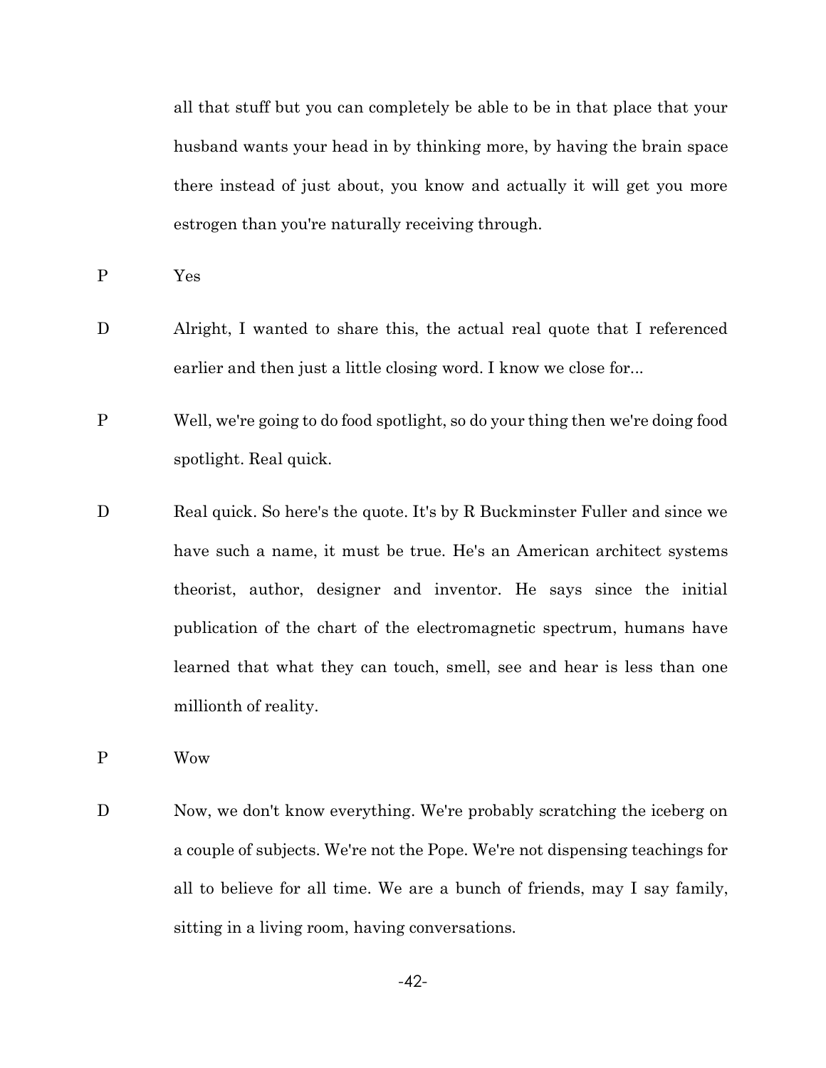all that stuff but you can completely be able to be in that place that your husband wants your head in by thinking more, by having the brain space there instead of just about, you know and actually it will get you more estrogen than you're naturally receiving through.

P Yes

D Alright, I wanted to share this, the actual real quote that I referenced earlier and then just a little closing word. I know we close for...

P Well, we're going to do food spotlight, so do your thing then we're doing food spotlight. Real quick.

D Real quick. So here's the quote. It's by R Buckminster Fuller and since we have such a name, it must be true. He's an American architect systems theorist, author, designer and inventor. He says since the initial publication of the chart of the electromagnetic spectrum, humans have learned that what they can touch, smell, see and hear is less than one millionth of reality.

P Wow

D Now, we don't know everything. We're probably scratching the iceberg on a couple of subjects. We're not the Pope. We're not dispensing teachings for all to believe for all time. We are a bunch of friends, may I say family, sitting in a living room, having conversations.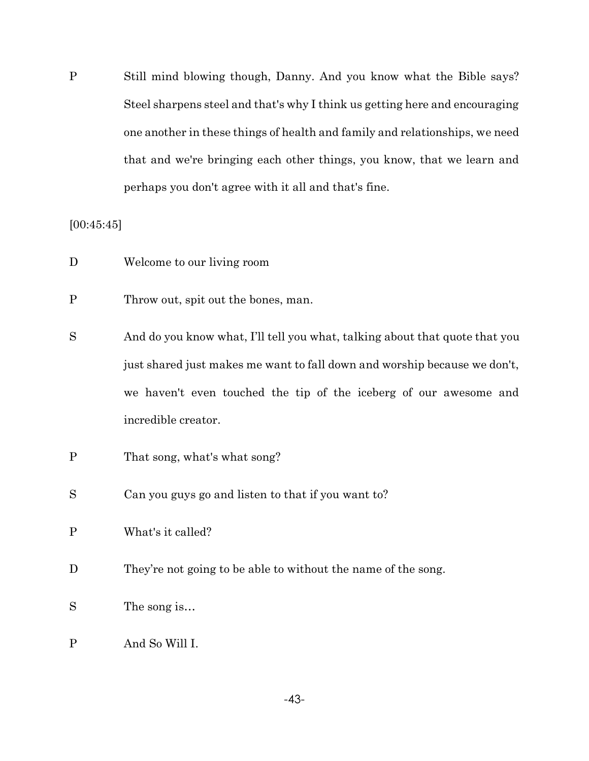P Still mind blowing though, Danny. And you know what the Bible says? Steel sharpens steel and that's why I think us getting here and encouraging one another in these things of health and family and relationships, we need that and we're bringing each other things, you know, that we learn and perhaps you don't agree with it all and that's fine.

[00:45:45]

D Welcome to our living room

P Throw out, spit out the bones, man.

S And do you know what, I'll tell you what, talking about that quote that you just shared just makes me want to fall down and worship because we don't, we haven't even touched the tip of the iceberg of our awesome and incredible creator.

P That song, what's what song?

S Can you guys go and listen to that if you want to?

P What's it called?

D They're not going to be able to without the name of the song.

S The song is…

P And So Will I.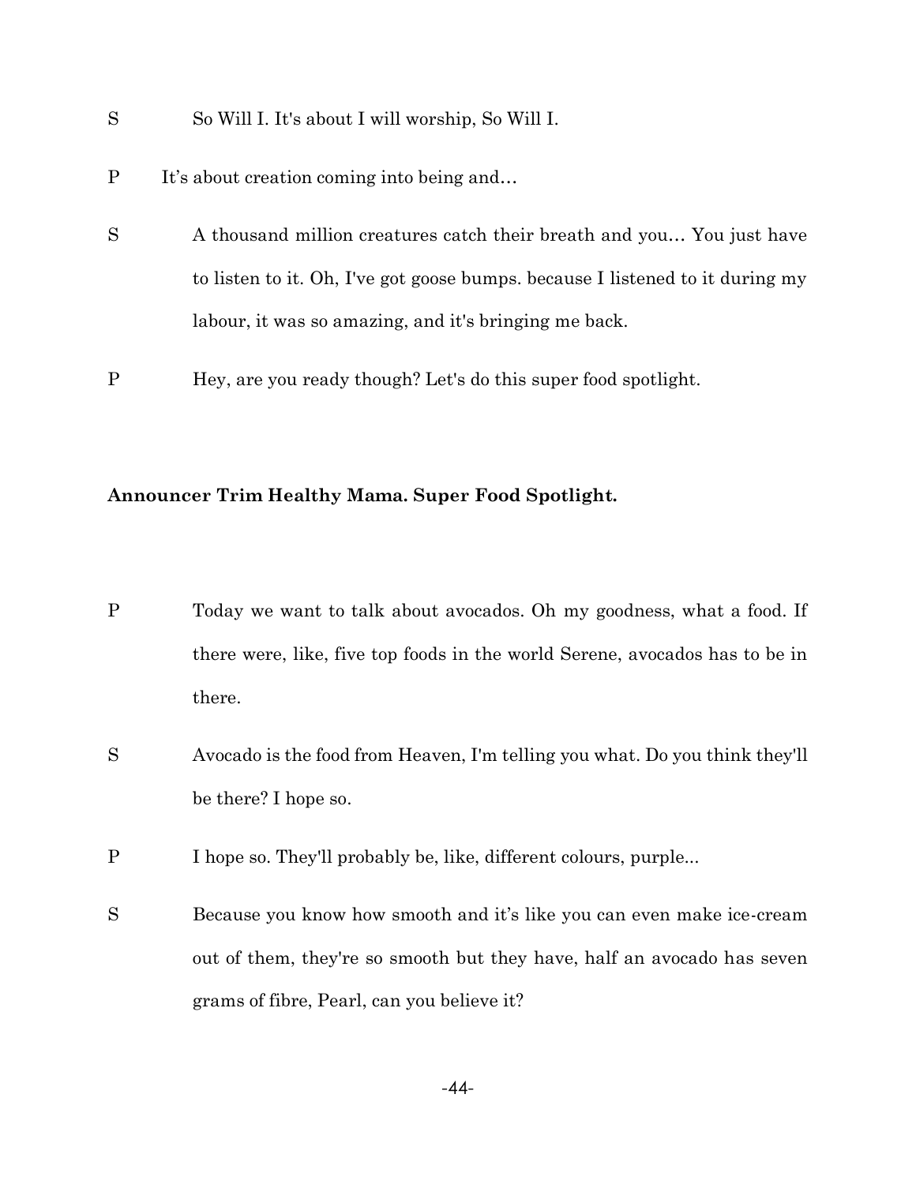S So Will I. It's about I will worship, So Will I.

P It's about creation coming into being and…

S A thousand million creatures catch their breath and you… You just have to listen to it. Oh, I've got goose bumps. because I listened to it during my labour, it was so amazing, and it's bringing me back.

P Hey, are you ready though? Let's do this super food spotlight.

**Announcer Trim Healthy Mama. Super Food Spotlight.**

P Today we want to talk about avocados. Oh my goodness, what a food. If there were, like, five top foods in the world Serene, avocados has to be in there.

S Avocado is the food from Heaven, I'm telling you what. Do you think they'll be there? I hope so.

P I hope so. They'll probably be, like, different colours, purple...

S Because you know how smooth and it's like you can even make ice-cream out of them, they're so smooth but they have, half an avocado has seven grams of fibre, Pearl, can you believe it?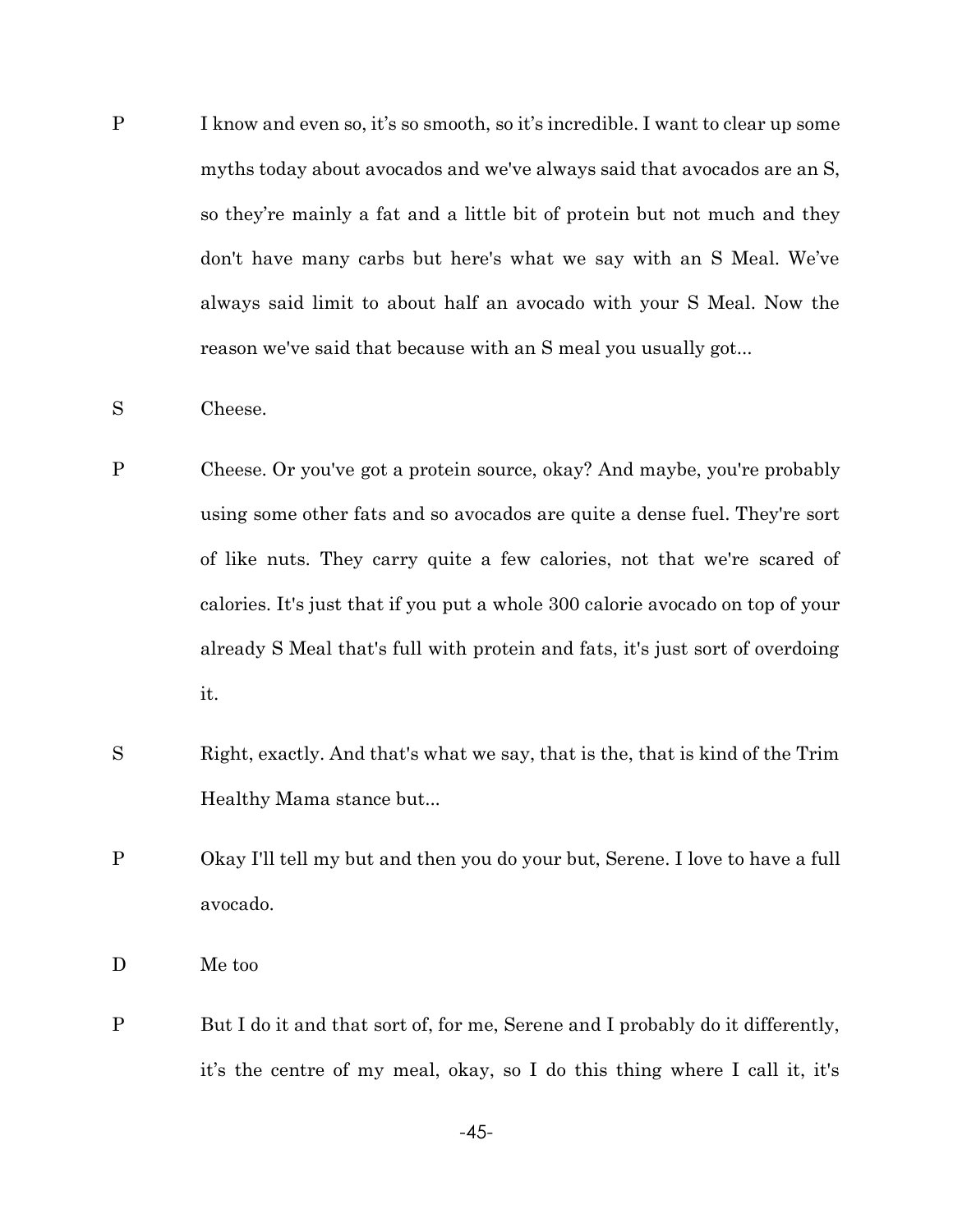P I know and even so, it's so smooth, so it's incredible. I want to clear up some myths today about avocados and we've always said that avocados are an S, so they're mainly a fat and a little bit of protein but not much and they don't have many carbs but here's what we say with an S Meal. We've always said limit to about half an avocado with your S Meal. Now the reason we've said that because with an S meal you usually got...

S Cheese.

P Cheese. Or you've got a protein source, okay? And maybe, you're probably using some other fats and so avocados are quite a dense fuel. They're sort of like nuts. They carry quite a few calories, not that we're scared of calories. It's just that if you put a whole 300 calorie avocado on top of your already S Meal that's full with protein and fats, it's just sort of overdoing it.

S Right, exactly. And that's what we say, that is the, that is kind of the Trim Healthy Mama stance but...

P Okay I'll tell my but and then you do your but, Serene. I love to have a full avocado.

D Me too

P But I do it and that sort of, for me, Serene and I probably do it differently, it's the centre of my meal, okay, so I do this thing where I call it, it's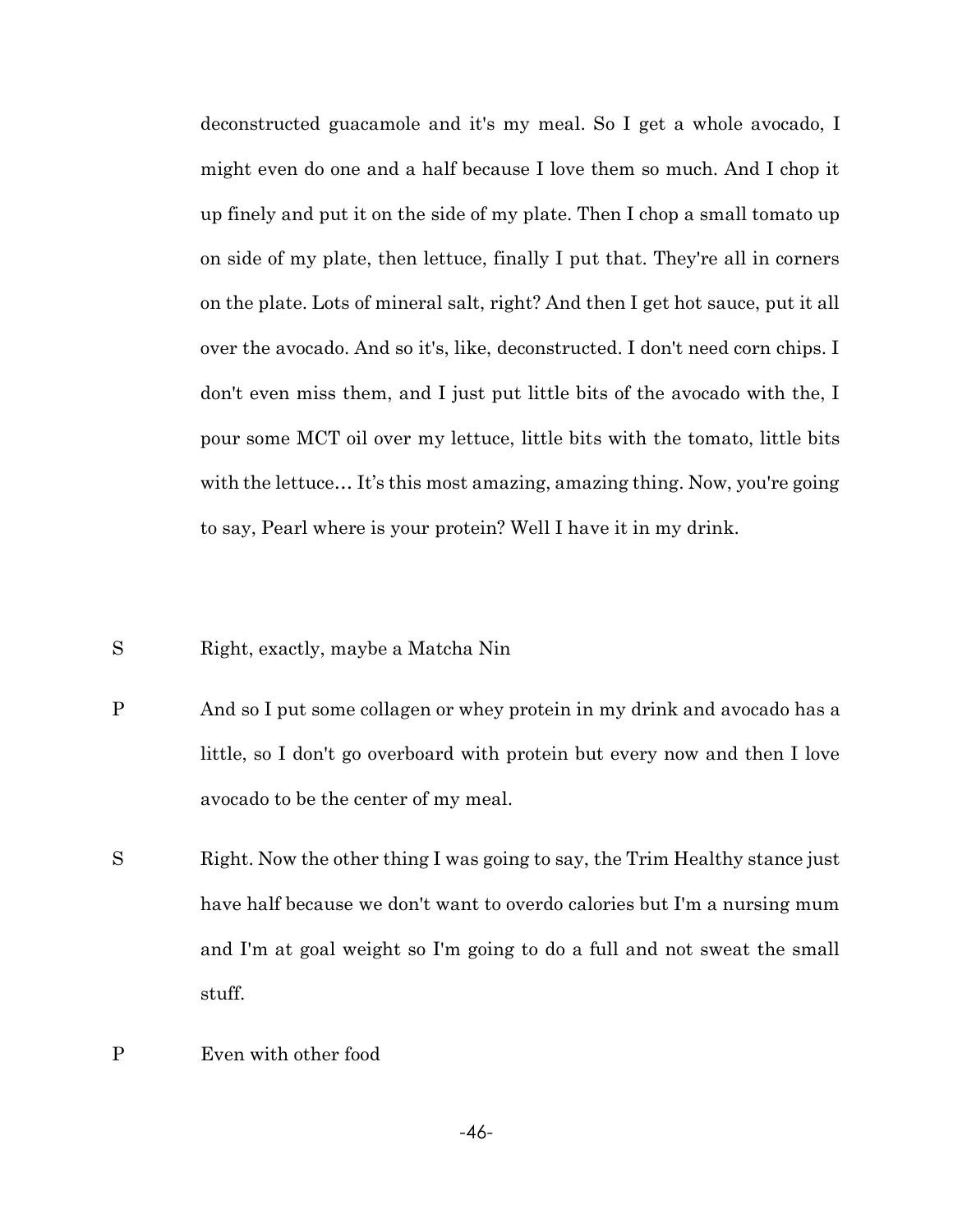deconstructed guacamole and it's my meal. So I get a whole avocado, I might even do one and a half because I love them so much. And I chop it up finely and put it on the side of my plate. Then I chop a small tomato up on side of my plate, then lettuce, finally I put that. They're all in corners on the plate. Lots of mineral salt, right? And then I get hot sauce, put it all over the avocado. And so it's, like, deconstructed. I don't need corn chips. I don't even miss them, and I just put little bits of the avocado with the, I pour some MCT oil over my lettuce, little bits with the tomato, little bits with the lettuce… It's this most amazing, amazing thing. Now, you're going to say, Pearl where is your protein? Well I have it in my drink.

S Right, exactly, maybe a Matcha Nin

P And so I put some collagen or whey protein in my drink and avocado has a little, so I don't go overboard with protein but every now and then I love avocado to be the center of my meal.

S Right. Now the other thing I was going to say, the Trim Healthy stance just have half because we don't want to overdo calories but I'm a nursing mum and I'm at goal weight so I'm going to do a full and not sweat the small stuff.

P Even with other food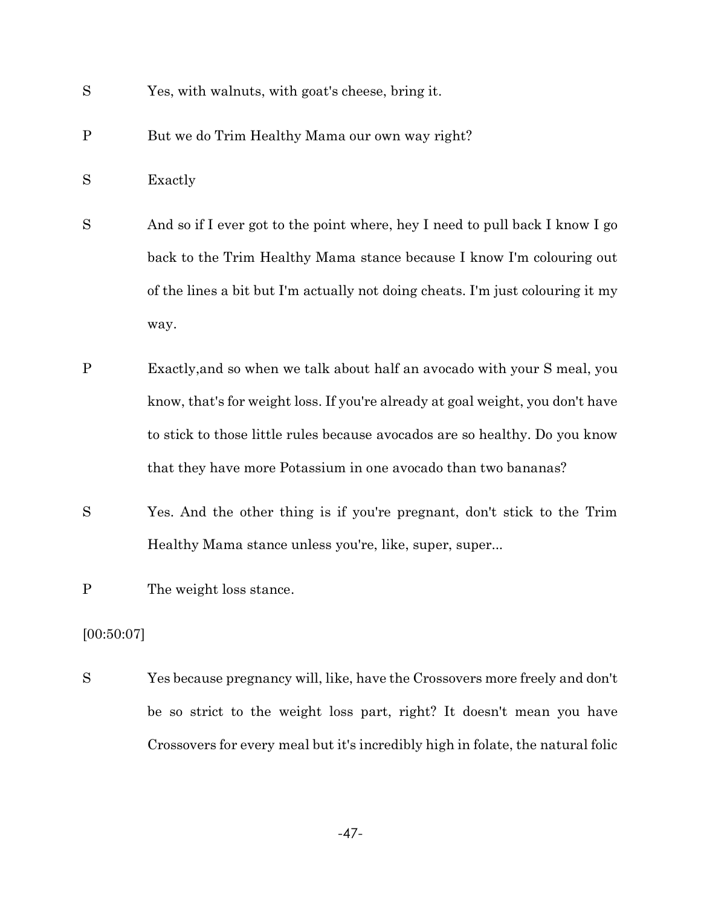S Yes, with walnuts, with goat's cheese, bring it.

P But we do Trim Healthy Mama our own way right?

S Exactly

S And so if I ever got to the point where, hey I need to pull back I know I go back to the Trim Healthy Mama stance because I know I'm colouring out of the lines a bit but I'm actually not doing cheats. I'm just colouring it my way.

P Exactly,and so when we talk about half an avocado with your S meal, you know, that's for weight loss. If you're already at goal weight, you don't have to stick to those little rules because avocados are so healthy. Do you know that they have more Potassium in one avocado than two bananas?

S Yes. And the other thing is if you're pregnant, don't stick to the Trim Healthy Mama stance unless you're, like, super, super...

P The weight loss stance.

[00:50:07]

S Yes because pregnancy will, like, have the Crossovers more freely and don't be so strict to the weight loss part, right? It doesn't mean you have Crossovers for every meal but it's incredibly high in folate, the natural folic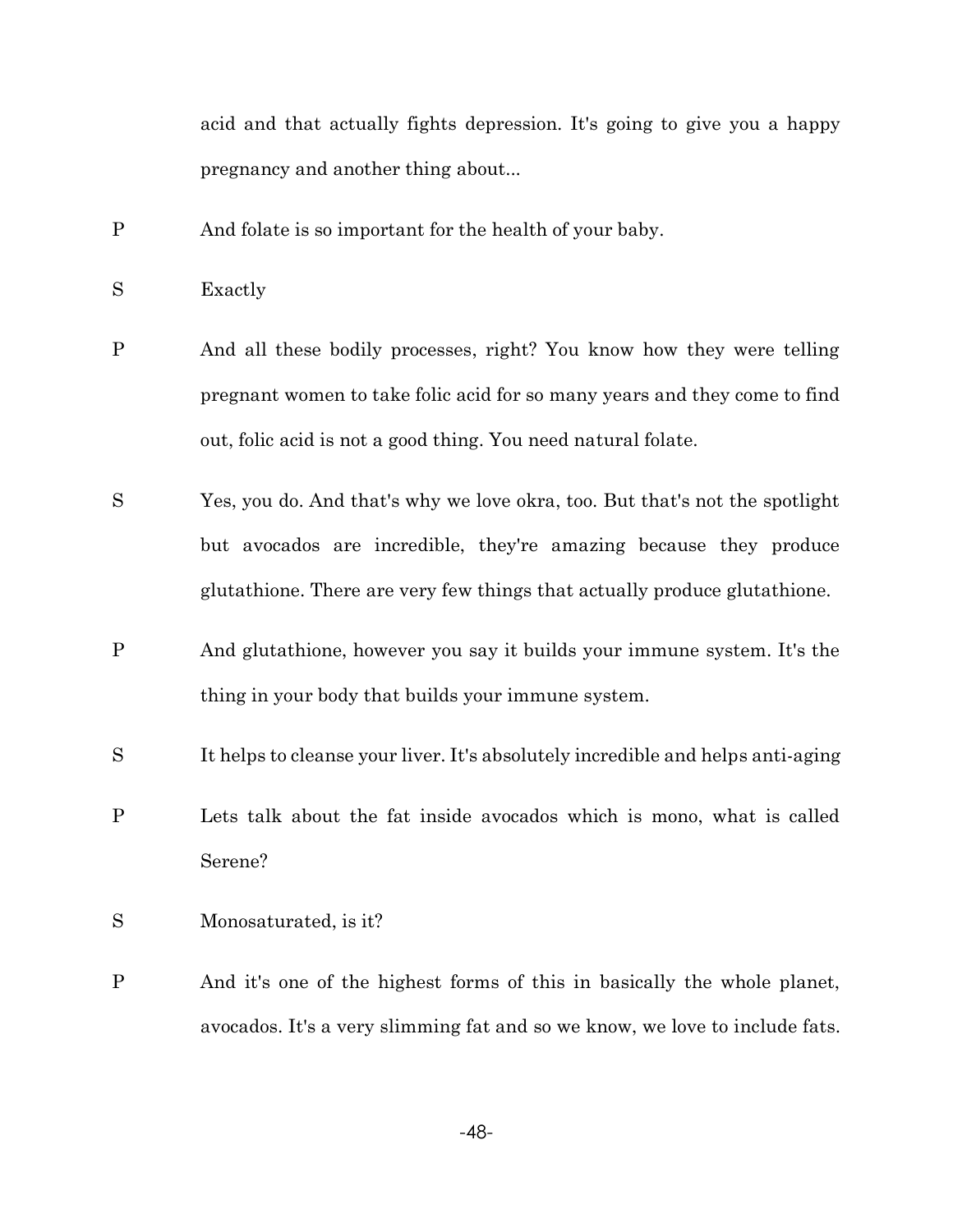acid and that actually fights depression. It's going to give you a happy pregnancy and another thing about...

P	And folate is so important for the health of your baby.

S	Exactly

P	And all these bodily processes, right? You know how they were telling pregnant women to take folic acid for so many years and they come to find out, folic acid is not a good thing. You need natural folate.

S	Yes, you do. And that's why we love okra, too. But that's not the spotlight but avocados are incredible, they're amazing because they produce glutathione. There are very few things that actually produce glutathione.

P	And glutathione, however you say it builds your immune system. It's the thing in your body that builds your immune system.

S	It helps to cleanse your liver. It's absolutely incredible and helps anti-aging

P	Lets talk about the fat inside avocados which is mono, what is called Serene?

S	Monosaturated, is it?

P	And it's one of the highest forms of this in basically the whole planet, avocados. It's a very slimming fat and so we know, we love to include fats.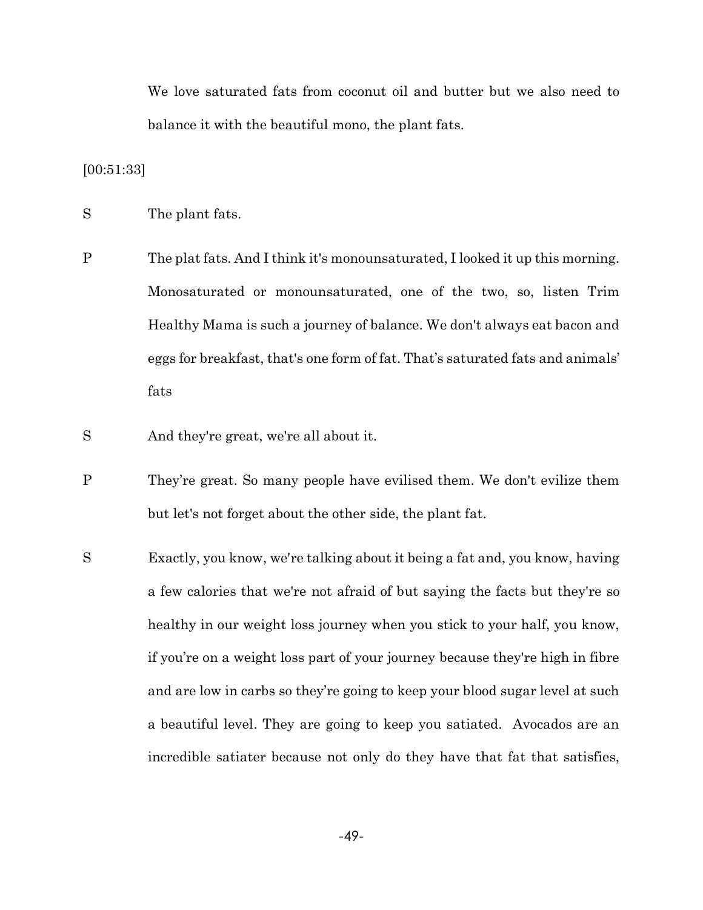We love saturated fats from coconut oil and butter but we also need to balance it with the beautiful mono, the plant fats.

[00:51:33]

S The plant fats.

P The plat fats. And I think it's monounsaturated, I looked it up this morning. Monosaturated or monounsaturated, one of the two, so, listen Trim Healthy Mama is such a journey of balance. We don't always eat bacon and eggs for breakfast, that's one form of fat. That's saturated fats and animals' fats

S And they're great, we're all about it.

P They're great. So many people have evilised them. We don't evilize them but let's not forget about the other side, the plant fat.

S Exactly, you know, we're talking about it being a fat and, you know, having a few calories that we're not afraid of but saying the facts but they're so healthy in our weight loss journey when you stick to your half, you know, if you're on a weight loss part of your journey because they're high in fibre and are low in carbs so they're going to keep your blood sugar level at such a beautiful level. They are going to keep you satiated. Avocados are an incredible satiater because not only do they have that fat that satisfies,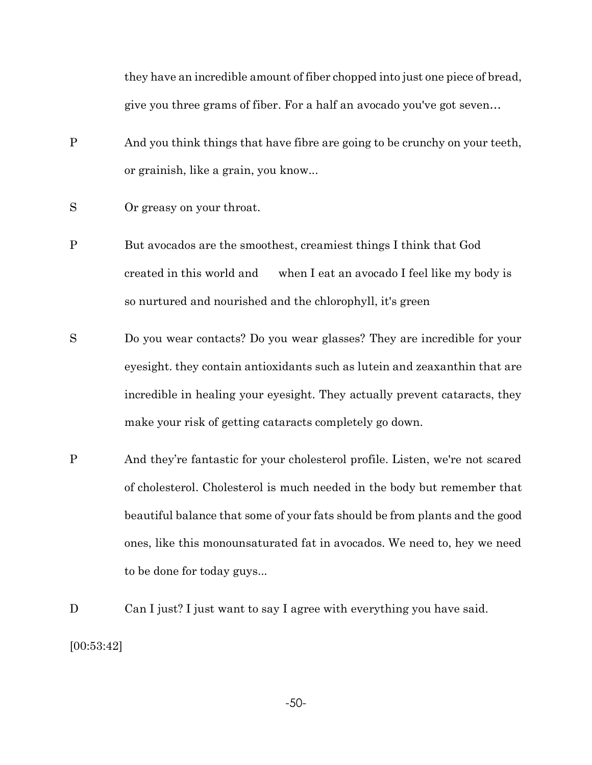they have an incredible amount of fiber chopped into just one piece of bread, give you three grams of fiber. For a half an avocado you've got seven…

P And you think things that have fibre are going to be crunchy on your teeth, or grainish, like a grain, you know...

S Or greasy on your throat.

P But avocados are the smoothest, creamiest things I think that God created in this world and when I eat an avocado I feel like my body is so nurtured and nourished and the chlorophyll, it's green

S Do you wear contacts? Do you wear glasses? They are incredible for your eyesight. they contain antioxidants such as lutein and zeaxanthin that are incredible in healing your eyesight. They actually prevent cataracts, they make your risk of getting cataracts completely go down.

P And they're fantastic for your cholesterol profile. Listen, we're not scared of cholesterol. Cholesterol is much needed in the body but remember that beautiful balance that some of your fats should be from plants and the good ones, like this monounsaturated fat in avocados. We need to, hey we need to be done for today guys...

D Can I just? I just want to say I agree with everything you have said.

[00:53:42]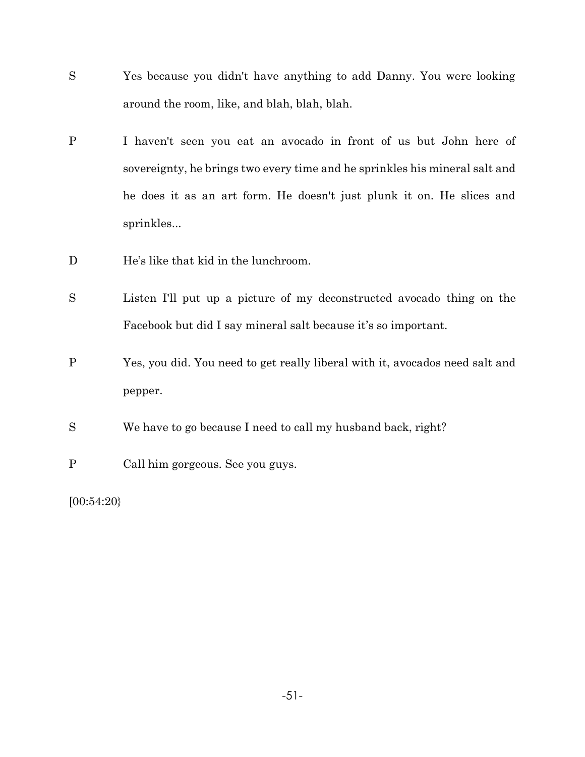S Yes because you didn't have anything to add Danny. You were looking around the room, like, and blah, blah, blah.

P I haven't seen you eat an avocado in front of us but John here of sovereignty, he brings two every time and he sprinkles his mineral salt and he does it as an art form. He doesn't just plunk it on. He slices and sprinkles...

D He's like that kid in the lunchroom.

S Listen I'll put up a picture of my deconstructed avocado thing on the Facebook but did I say mineral salt because it's so important.

P Yes, you did. You need to get really liberal with it, avocados need salt and pepper.

S We have to go because I need to call my husband back, right?

P Call him gorgeous. See you guys.

[00:54:20}